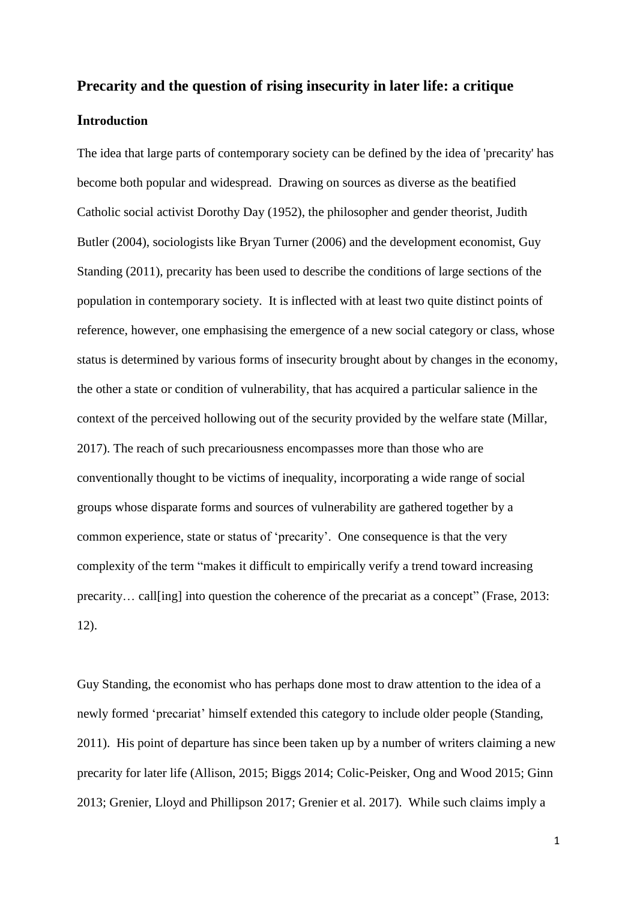# Precarity and the question of rising insecurity in later life: a critique

## Introduction

The idea that large parts of contemporary society can be defined by the idea of 'precarity' has become both popular and widespread. Drawing on sources as diverse as the beatified Catholic social activist Dorothy Day (1952), the philosopher and gender theorist, Judith Butler (2004), sociologists like Bryan Turner (2006) and the development economist, Guy Standing (2011), precarity has been used to describe the conditions of large sections of the population in contemporary society. It is inflected with at least two quite distinct points of reference, however, one emphasising the emergence of a new social category or class, whose status is determined by various forms of insecurity brought about by changes in the economy, the other a state or condition of vulnerability, that has acquired a particular salience in the context of the perceived hollowing out of the security provided by the welfare state (Millar, 2017). The reach of such precariousness encompasses more than those who are conventionally thought to be victims of inequality, incorporating a wide range of social groups whose disparate forms and sources of vulnerability are gathered together by a common experience, state or status of 'precarity'. One consequence is that the very complexity of the term "makes it difficult to empirically verify a trend toward increasing precarity… call[ing] into question the coherence of the precariat as a concept" (Frase, 2013: 12).

Guy Standing, the economist who has perhaps done most to draw attention to the idea of a newly formed 'precariat' himself extended this category to include older people (Standing, 2011). His point of departure has since been taken up by a number of writers claiming a new precarity for later life (Allison, 2015; Biggs 2014; Colic-Peisker, Ong and Wood 2015; Ginn 2013; Grenier, Lloyd and Phillipson 2017; Grenier et al. 2017). While such claims imply a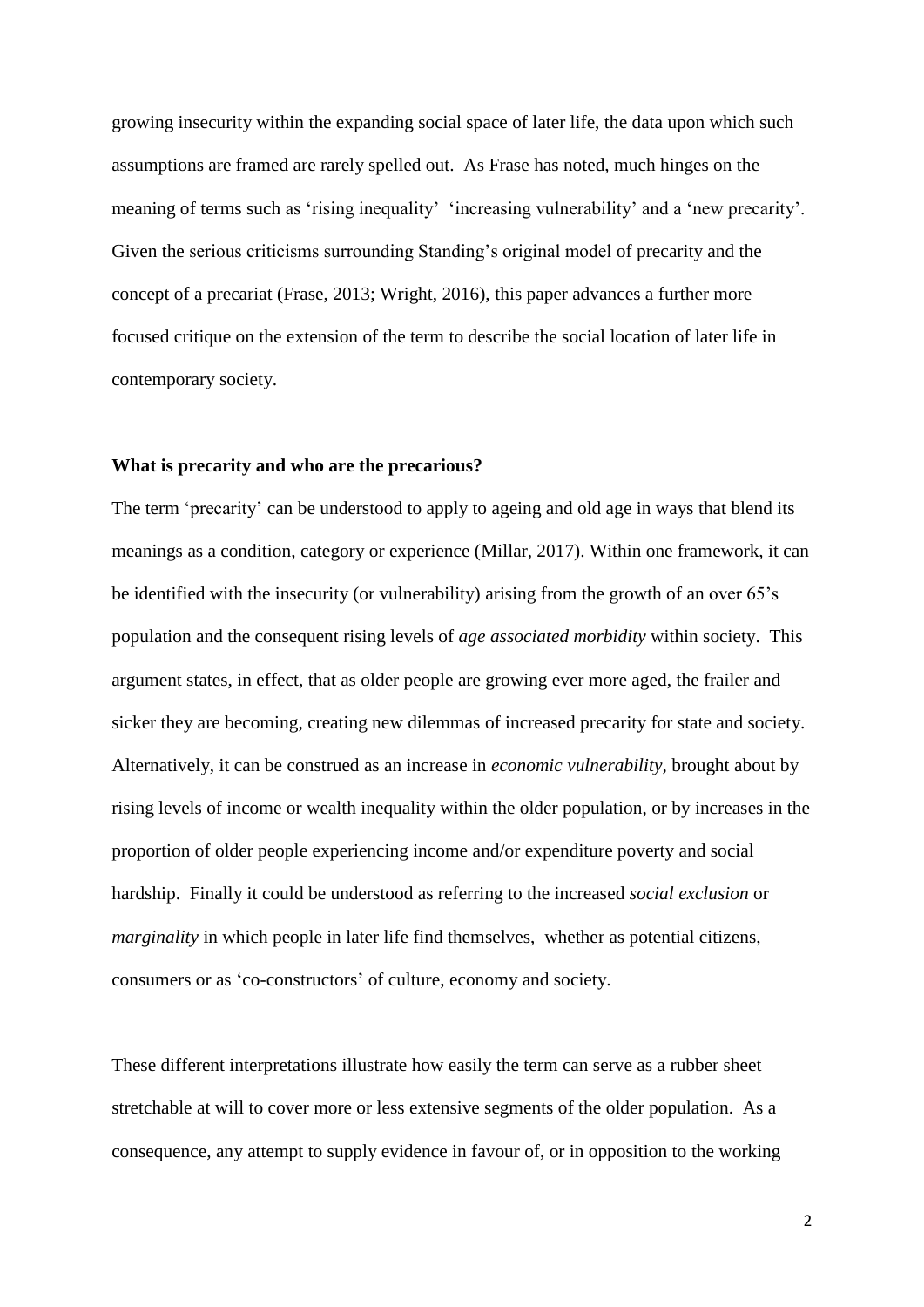growing insecurity within the expanding social space of later life, the data upon which such assumptions are framed are rarely spelled out. As Frase has noted, much hinges on the meaning of terms such as 'rising inequality' 'increasing vulnerability' and a 'new precarity'. Given the serious criticisms surrounding Standing's original model of precarity and the concept of a precariat (Frase, 2013; Wright, 2016), this paper advances a further more focused critique on the extension of the term to describe the social location of later life in contemporary society.

**What is precarity and who are the precarious?**

The term 'precarity' can be understood to apply to ageing and old age in ways that blend its meanings as a condition, category or experience (Millar, 2017). Within one framework, it can be identified with the insecurity (or vulnerability) arising from the growth of an over 65's population and the consequent rising levels of *age associated morbidity* within society. This argument states, in effect, that as older people are growing ever more aged, the frailer and sicker they are becoming, creating new dilemmas of increased precarity for state and society. Alternatively, it can be construed as an increase in *economic vulnerability*, brought about by rising levels of income or wealth inequality within the older population, or by increases in the proportion of older people experiencing income and/or expenditure poverty and social hardship. Finally it could be understood as referring to the increased *social exclusion* or *marginality* in which people in later life find themselves, whether as potential citizens, consumers or as 'co-constructors' of culture, economy and society.

These different interpretations illustrate how easily the term can serve as a rubber sheet stretchable at will to cover more or less extensive segments of the older population. As a consequence, any attempt to supply evidence in favour of, or in opposition to the working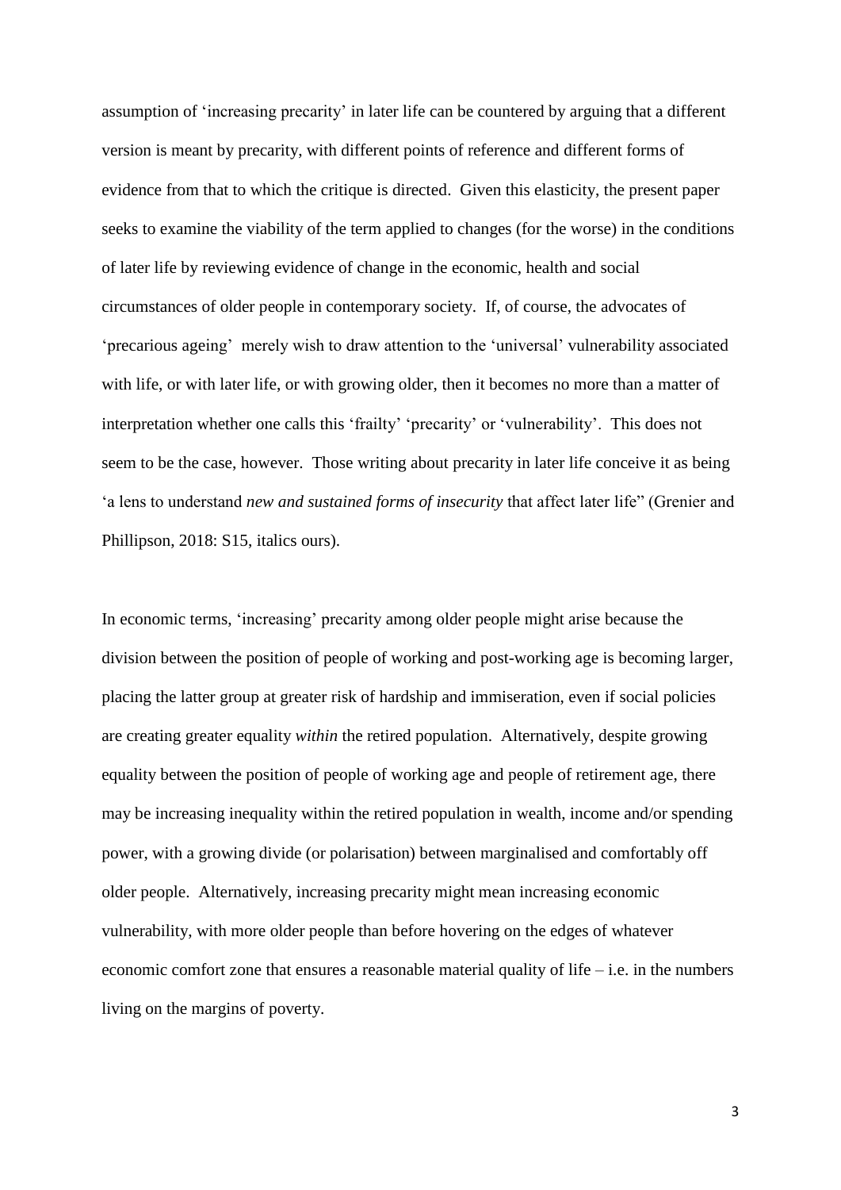assumption of 'increasing precarity' in later life can be countered by arguing that a different version is meant by precarity, with different points of reference and different forms of evidence from that to which the critique is directed. Given this elasticity, the present paper seeks to examine the viability of the term applied to changes (for the worse) in the conditions of later life by reviewing evidence of change in the economic, health and social circumstances of older people in contemporary society. If, of course, the advocates of 'precarious ageing' merely wish to draw attention to the 'universal' vulnerability associated with life, or with later life, or with growing older, then it becomes no more than a matter of interpretation whether one calls this 'frailty' 'precarity' or 'vulnerability'. This does not seem to be the case, however. Those writing about precarity in later life conceive it as being 'a lens to understand *new and sustained forms of insecurity* that affect later life" (Grenier and Phillipson, 2018: S15, italics ours).

In economic terms, 'increasing' precarity among older people might arise because the division between the position of people of working and post-working age is becoming larger, placing the latter group at greater risk of hardship and immiseration, even if social policies are creating greater equality *within* the retired population. Alternatively, despite growing equality between the position of people of working age and people of retirement age, there may be increasing inequality within the retired population in wealth, income and/or spending power, with a growing divide (or polarisation) between marginalised and comfortably off older people. Alternatively, increasing precarity might mean increasing economic vulnerability, with more older people than before hovering on the edges of whatever economic comfort zone that ensures a reasonable material quality of life – i.e. in the numbers living on the margins of poverty.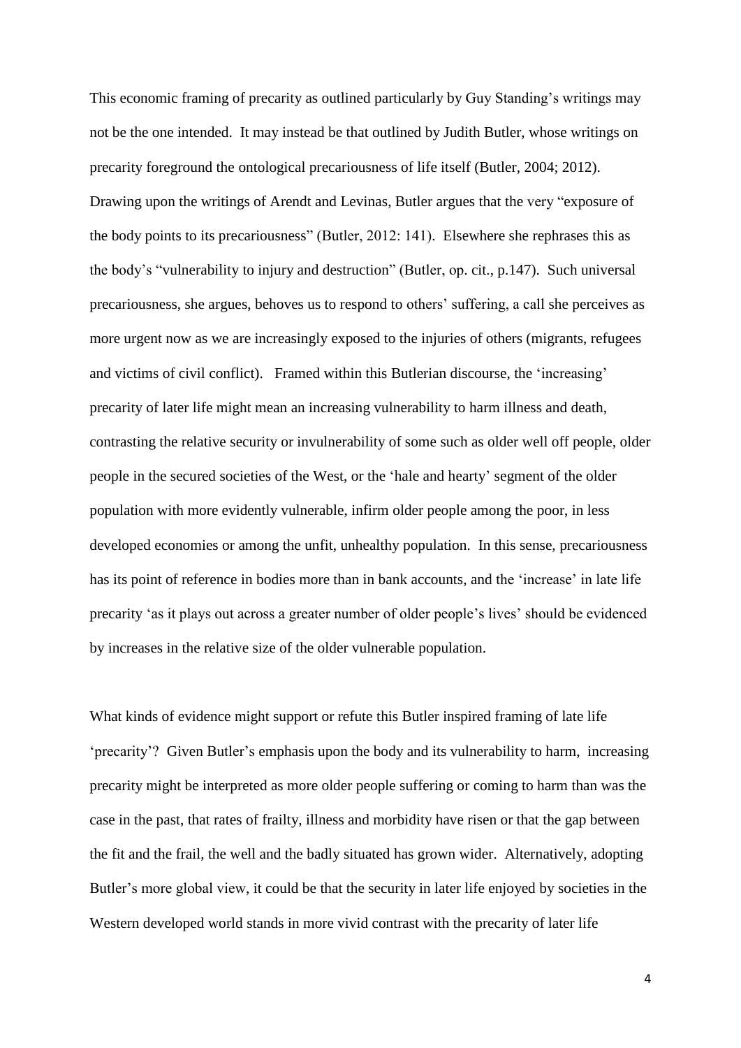This economic framing of precarity as outlined particularly by Guy Standing's writings may not be the one intended. It may instead be that outlined by Judith Butler, whose writings on precarity foreground the ontological precariousness of life itself (Butler, 2004; 2012). Drawing upon the writings of Arendt and Levinas, Butler argues that the very "exposure of the body points to its precariousness" (Butler, 2012: 141). Elsewhere she rephrases this as the body's "vulnerability to injury and destruction" (Butler, op. cit., p.147). Such universal precariousness, she argues, behoves us to respond to others' suffering, a call she perceives as more urgent now as we are increasingly exposed to the injuries of others (migrants, refugees and victims of civil conflict). Framed within this Butlerian discourse, the 'increasing' precarity of later life might mean an increasing vulnerability to harm illness and death, contrasting the relative security or invulnerability of some such as older well off people, older people in the secured societies of the West, or the 'hale and hearty' segment of the older population with more evidently vulnerable, infirm older people among the poor, in less developed economies or among the unfit, unhealthy population. In this sense, precariousness has its point of reference in bodies more than in bank accounts, and the 'increase' in late life precarity 'as it plays out across a greater number of older people's lives' should be evidenced by increases in the relative size of the older vulnerable population.

What kinds of evidence might support or refute this Butler inspired framing of late life 'precarity'? Given Butler's emphasis upon the body and its vulnerability to harm, increasing precarity might be interpreted as more older people suffering or coming to harm than was the case in the past, that rates of frailty, illness and morbidity have risen or that the gap between the fit and the frail, the well and the badly situated has grown wider. Alternatively, adopting Butler's more global view, it could be that the security in later life enjoyed by societies in the Western developed world stands in more vivid contrast with the precarity of later life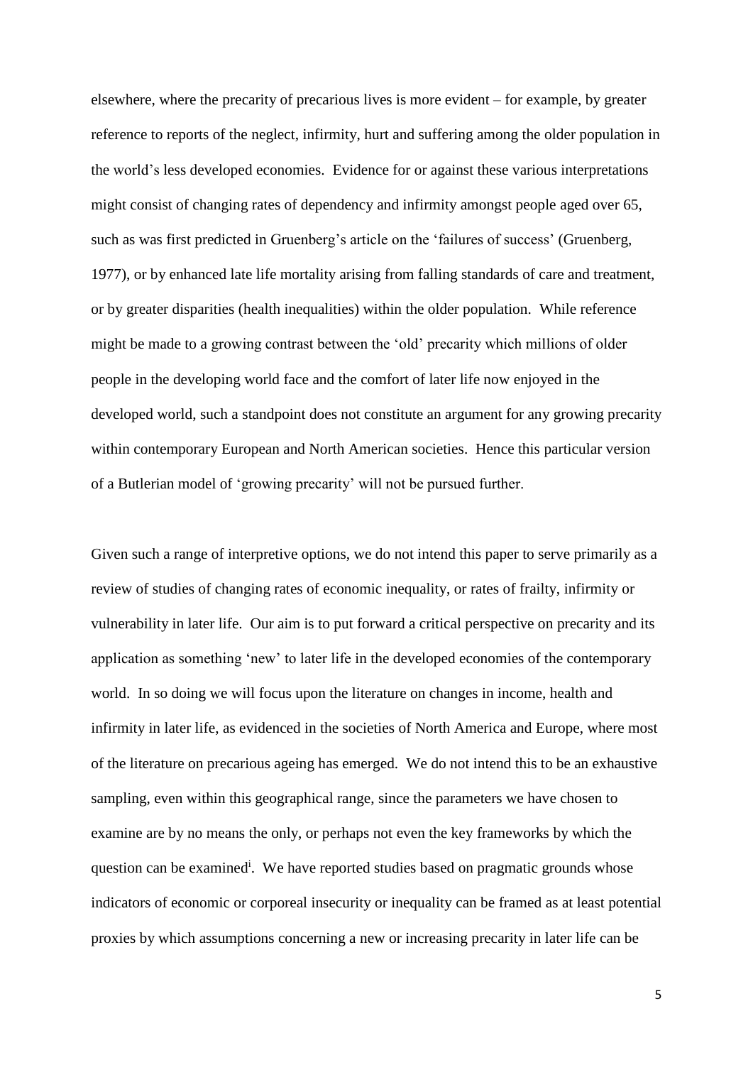elsewhere, where the precarity of precarious lives is more evident – for example, by greater reference to reports of the neglect, infirmity, hurt and suffering among the older population in the world's less developed economies. Evidence for or against these various interpretations might consist of changing rates of dependency and infirmity amongst people aged over 65, such as was first predicted in Gruenberg's article on the 'failures of success' (Gruenberg, 1977), or by enhanced late life mortality arising from falling standards of care and treatment, or by greater disparities (health inequalities) within the older population. While reference might be made to a growing contrast between the 'old' precarity which millions of older people in the developing world face and the comfort of later life now enjoyed in the developed world, such a standpoint does not constitute an argument for any growing precarity within contemporary European and North American societies. Hence this particular version of a Butlerian model of 'growing precarity' will not be pursued further.

Given such a range of interpretive options, we do not intend this paper to serve primarily as a review of studies of changing rates of economic inequality, or rates of frailty, infirmity or vulnerability in later life. Our aim is to put forward a critical perspective on precarity and its application as something 'new' to later life in the developed economies of the contemporary world. In so doing we will focus upon the literature on changes in income, health and infirmity in later life, as evidenced in the societies of North America and Europe, where most of the literature on precarious ageing has emerged. We do not intend this to be an exhaustive sampling, even within this geographical range, since the parameters we have chosen to examine are by no means the only, or perhaps not even the key frameworks by which the question can be examined[i]. We have reported studies based on pragmatic grounds whose indicators of economic or corporeal insecurity or inequality can be framed as at least potential proxies by which assumptions concerning a new or increasing precarity in later life can be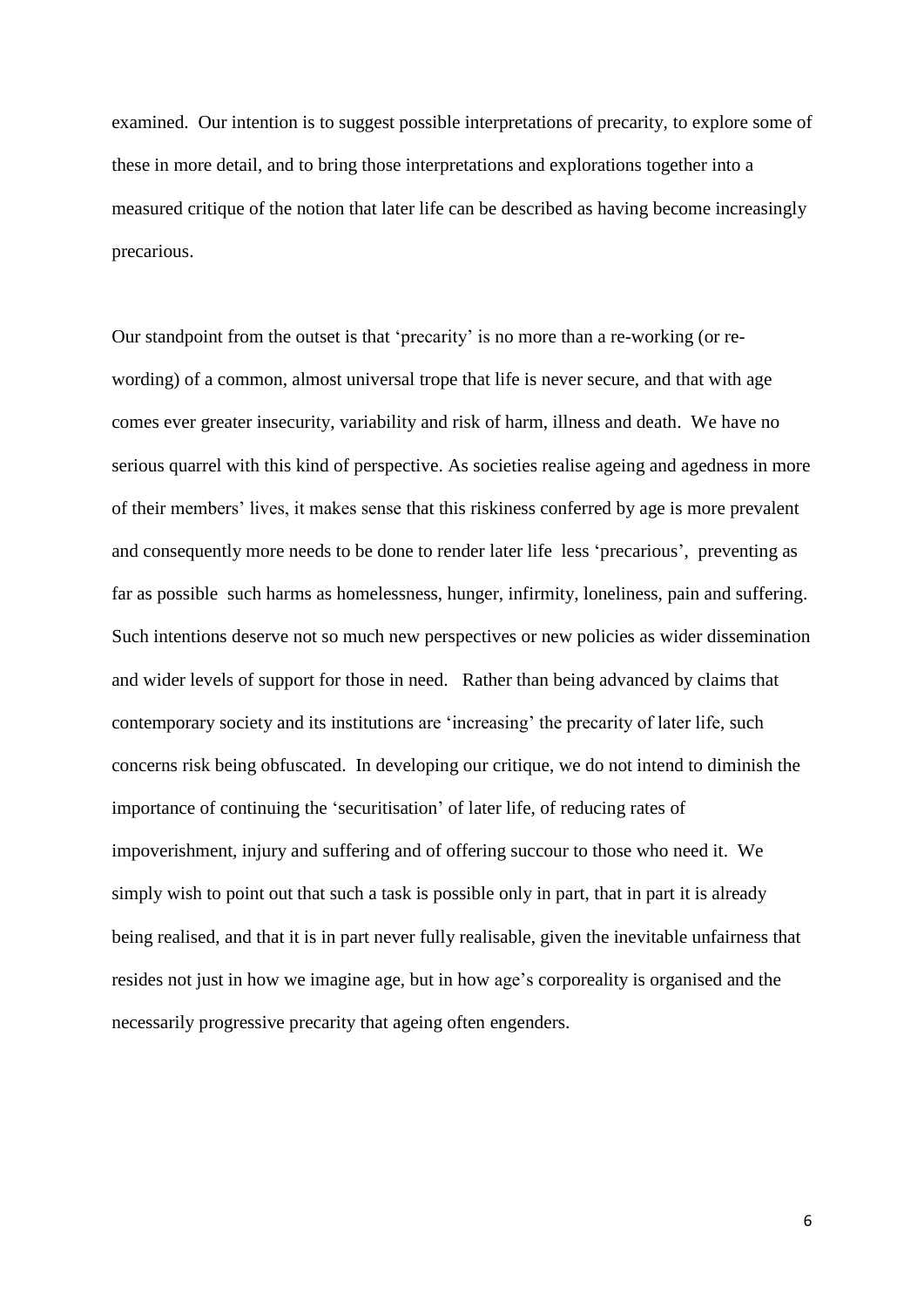examined. Our intention is to suggest possible interpretations of precarity, to explore some of these in more detail, and to bring those interpretations and explorations together into a measured critique of the notion that later life can be described as having become increasingly precarious.

Our standpoint from the outset is that 'precarity' is no more than a re-working (or re-wording) of a common, almost universal trope that life is never secure, and that with age comes ever greater insecurity, variability and risk of harm, illness and death. We have no serious quarrel with this kind of perspective. As societies realise ageing and agedness in more of their members' lives, it makes sense that this riskiness conferred by age is more prevalent and consequently more needs to be done to render later life less 'precarious', preventing as far as possible such harms as homelessness, hunger, infirmity, loneliness, pain and suffering. Such intentions deserve not so much new perspectives or new policies as wider dissemination and wider levels of support for those in need. Rather than being advanced by claims that contemporary society and its institutions are 'increasing' the precarity of later life, such concerns risk being obfuscated. In developing our critique, we do not intend to diminish the importance of continuing the 'securitisation' of later life, of reducing rates of impoverishment, injury and suffering and of offering succour to those who need it. We simply wish to point out that such a task is possible only in part, that in part it is already being realised, and that it is in part never fully realisable, given the inevitable unfairness that resides not just in how we imagine age, but in how age's corporeality is organised and the necessarily progressive precarity that ageing often engenders.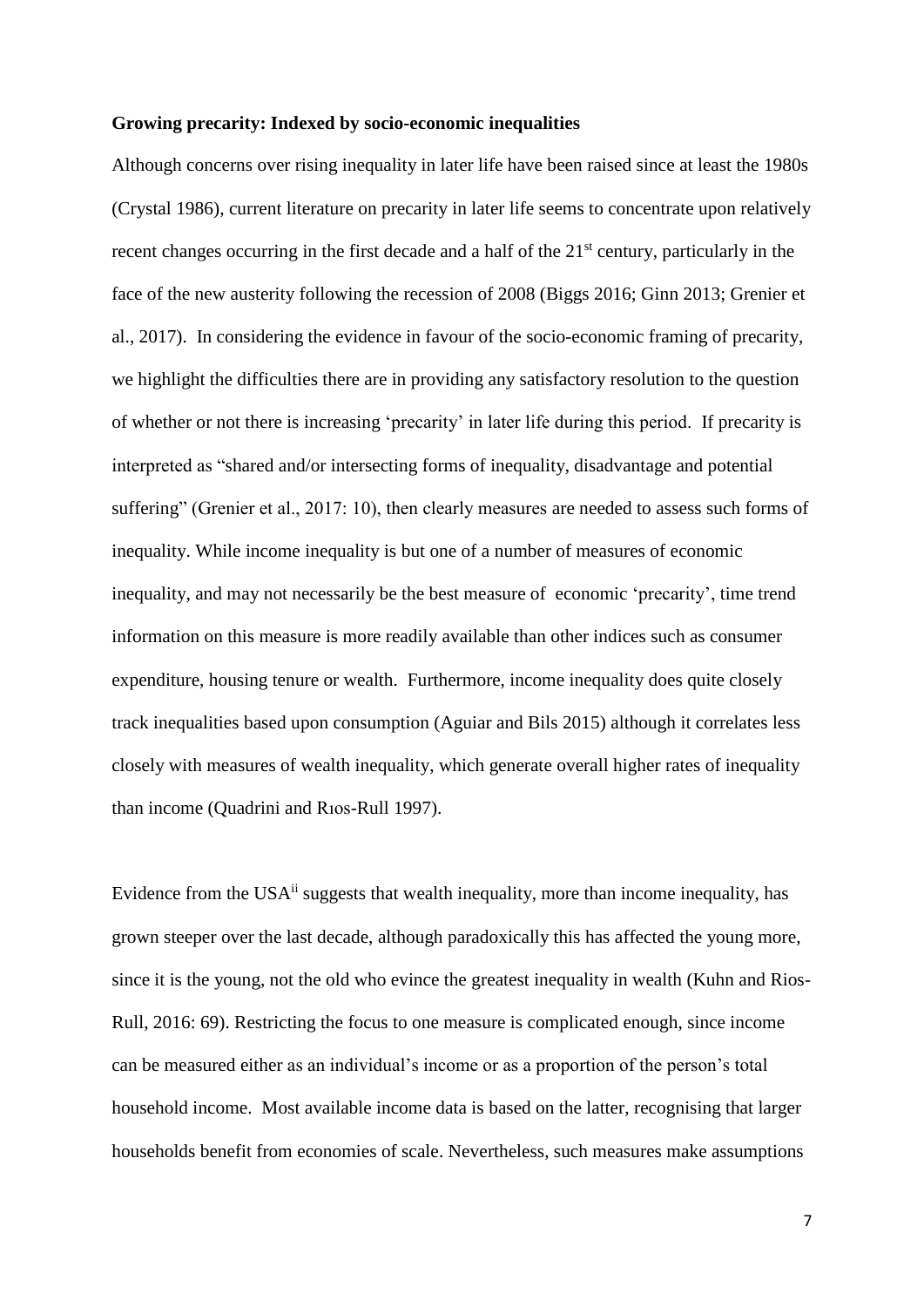**Growing precarity: Indexed by socio-economic inequalities**

Although concerns over rising inequality in later life have been raised since at least the 1980s (Crystal 1986), current literature on precarity in later life seems to concentrate upon relatively recent changes occurring in the first decade and a half of the 21st century, particularly in the face of the new austerity following the recession of 2008 (Biggs 2016; Ginn 2013; Grenier et al., 2017). In considering the evidence in favour of the socio-economic framing of precarity, we highlight the difficulties there are in providing any satisfactory resolution to the question of whether or not there is increasing 'precarity' in later life during this period. If precarity is interpreted as "shared and/or intersecting forms of inequality, disadvantage and potential suffering" (Grenier et al., 2017: 10), then clearly measures are needed to assess such forms of inequality. While income inequality is but one of a number of measures of economic inequality, and may not necessarily be the best measure of economic 'precarity', time trend information on this measure is more readily available than other indices such as consumer expenditure, housing tenure or wealth. Furthermore, income inequality does quite closely track inequalities based upon consumption (Aguiar and Bils 2015) although it correlates less closely with measures of wealth inequality, which generate overall higher rates of inequality than income (Quadrini and Rıos-Rull 1997).

Evidence from the USA[ii] suggests that wealth inequality, more than income inequality, has grown steeper over the last decade, although paradoxically this has affected the young more, since it is the young, not the old who evince the greatest inequality in wealth (Kuhn and Rios-Rull, 2016: 69). Restricting the focus to one measure is complicated enough, since income can be measured either as an individual's income or as a proportion of the person's total household income. Most available income data is based on the latter, recognising that larger households benefit from economies of scale. Nevertheless, such measures make assumptions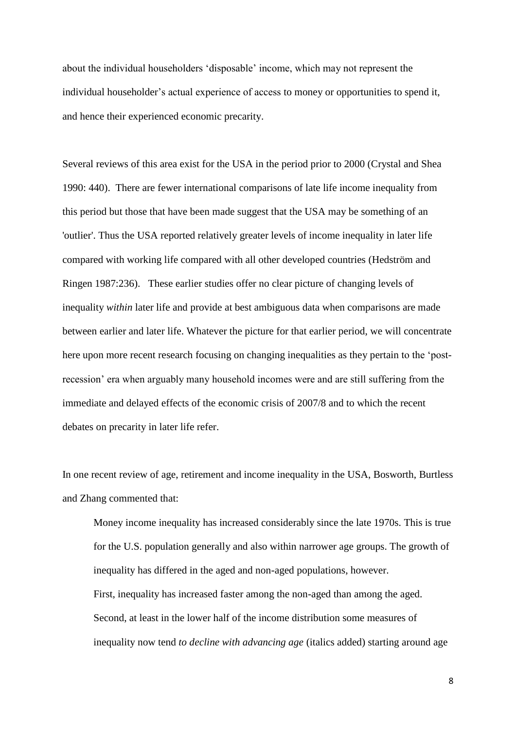about the individual householders 'disposable' income, which may not represent the individual householder's actual experience of access to money or opportunities to spend it, and hence their experienced economic precarity.

Several reviews of this area exist for the USA in the period prior to 2000 (Crystal and Shea 1990: 440). There are fewer international comparisons of late life income inequality from this period but those that have been made suggest that the USA may be something of an 'outlier'. Thus the USA reported relatively greater levels of income inequality in later life compared with working life compared with all other developed countries (Hedström and Ringen 1987:236). These earlier studies offer no clear picture of changing levels of inequality *within* later life and provide at best ambiguous data when comparisons are made between earlier and later life. Whatever the picture for that earlier period, we will concentrate here upon more recent research focusing on changing inequalities as they pertain to the 'post-recession' era when arguably many household incomes were and are still suffering from the immediate and delayed effects of the economic crisis of 2007/8 and to which the recent debates on precarity in later life refer.

In one recent review of age, retirement and income inequality in the USA, Bosworth, Burtless and Zhang commented that:

> Money income inequality has increased considerably since the late 1970s. This is true for the U.S. population generally and also within narrower age groups. The growth of inequality has differed in the aged and non-aged populations, however.
> First, inequality has increased faster among the non-aged than among the aged. Second, at least in the lower half of the income distribution some measures of inequality now tend *to decline with advancing age* (italics added) starting around age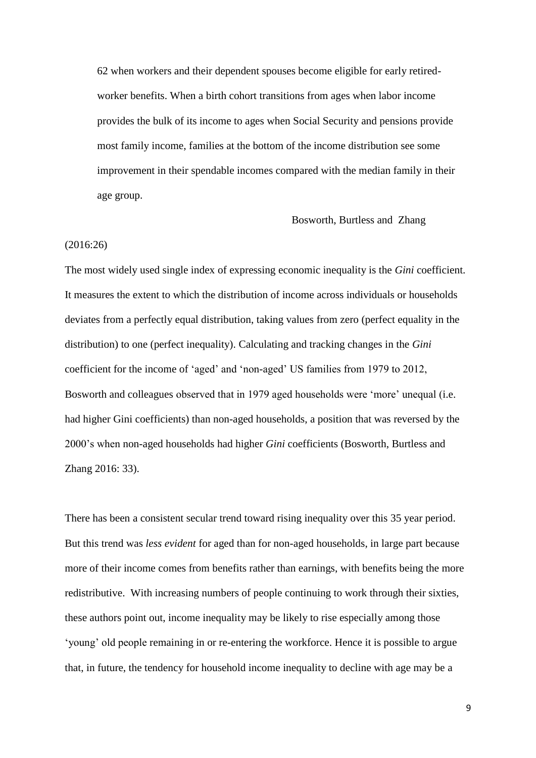> 62 when workers and their dependent spouses become eligible for early retired-worker benefits. When a birth cohort transitions from ages when labor income provides the bulk of its income to ages when Social Security and pensions provide most family income, families at the bottom of the income distribution see some improvement in their spendable incomes compared with the median family in their age group.
>
> Bosworth, Burtless and Zhang (2016:26)

The most widely used single index of expressing economic inequality is the *Gini* coefficient. It measures the extent to which the distribution of income across individuals or households deviates from a perfectly equal distribution, taking values from zero (perfect equality in the distribution) to one (perfect inequality). Calculating and tracking changes in the *Gini* coefficient for the income of 'aged' and 'non-aged' US families from 1979 to 2012, Bosworth and colleagues observed that in 1979 aged households were 'more' unequal (i.e. had higher Gini coefficients) than non-aged households, a position that was reversed by the 2000's when non-aged households had higher *Gini* coefficients (Bosworth, Burtless and Zhang 2016: 33).

There has been a consistent secular trend toward rising inequality over this 35 year period. But this trend was *less evident* for aged than for non-aged households, in large part because more of their income comes from benefits rather than earnings, with benefits being the more redistributive. With increasing numbers of people continuing to work through their sixties, these authors point out, income inequality may be likely to rise especially among those 'young' old people remaining in or re-entering the workforce. Hence it is possible to argue that, in future, the tendency for household income inequality to decline with age may be a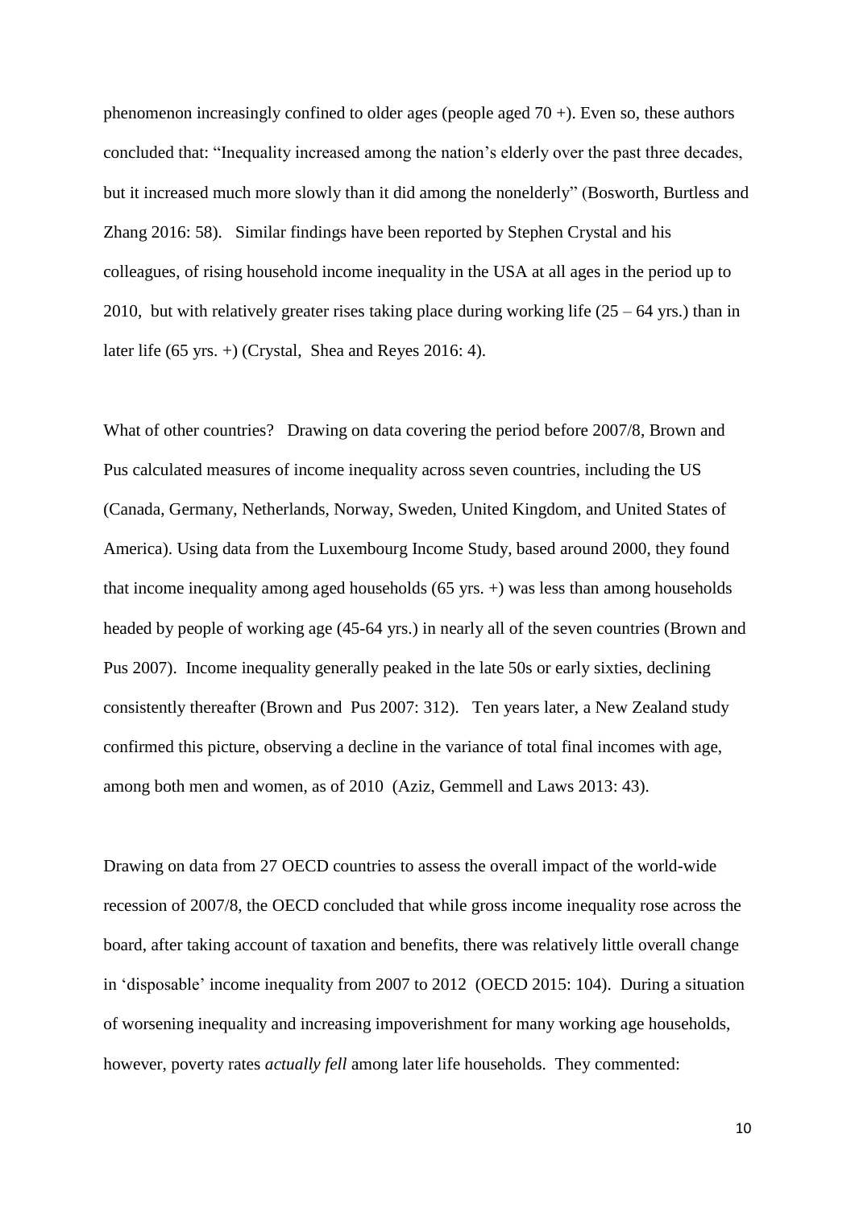phenomenon increasingly confined to older ages (people aged 70 +). Even so, these authors concluded that: "Inequality increased among the nation's elderly over the past three decades, but it increased much more slowly than it did among the nonelderly" (Bosworth, Burtless and Zhang 2016: 58). Similar findings have been reported by Stephen Crystal and his colleagues, of rising household income inequality in the USA at all ages in the period up to 2010, but with relatively greater rises taking place during working life (25 – 64 yrs.) than in later life (65 yrs. +) (Crystal, Shea and Reyes 2016: 4).

What of other countries? Drawing on data covering the period before 2007/8, Brown and Pus calculated measures of income inequality across seven countries, including the US (Canada, Germany, Netherlands, Norway, Sweden, United Kingdom, and United States of America). Using data from the Luxembourg Income Study, based around 2000, they found that income inequality among aged households (65 yrs. +) was less than among households headed by people of working age (45-64 yrs.) in nearly all of the seven countries (Brown and Pus 2007). Income inequality generally peaked in the late 50s or early sixties, declining consistently thereafter (Brown and Pus 2007: 312). Ten years later, a New Zealand study confirmed this picture, observing a decline in the variance of total final incomes with age, among both men and women, as of 2010 (Aziz, Gemmell and Laws 2013: 43).

Drawing on data from 27 OECD countries to assess the overall impact of the world-wide recession of 2007/8, the OECD concluded that while gross income inequality rose across the board, after taking account of taxation and benefits, there was relatively little overall change in 'disposable' income inequality from 2007 to 2012 (OECD 2015: 104). During a situation of worsening inequality and increasing impoverishment for many working age households, however, poverty rates *actually fell* among later life households. They commented: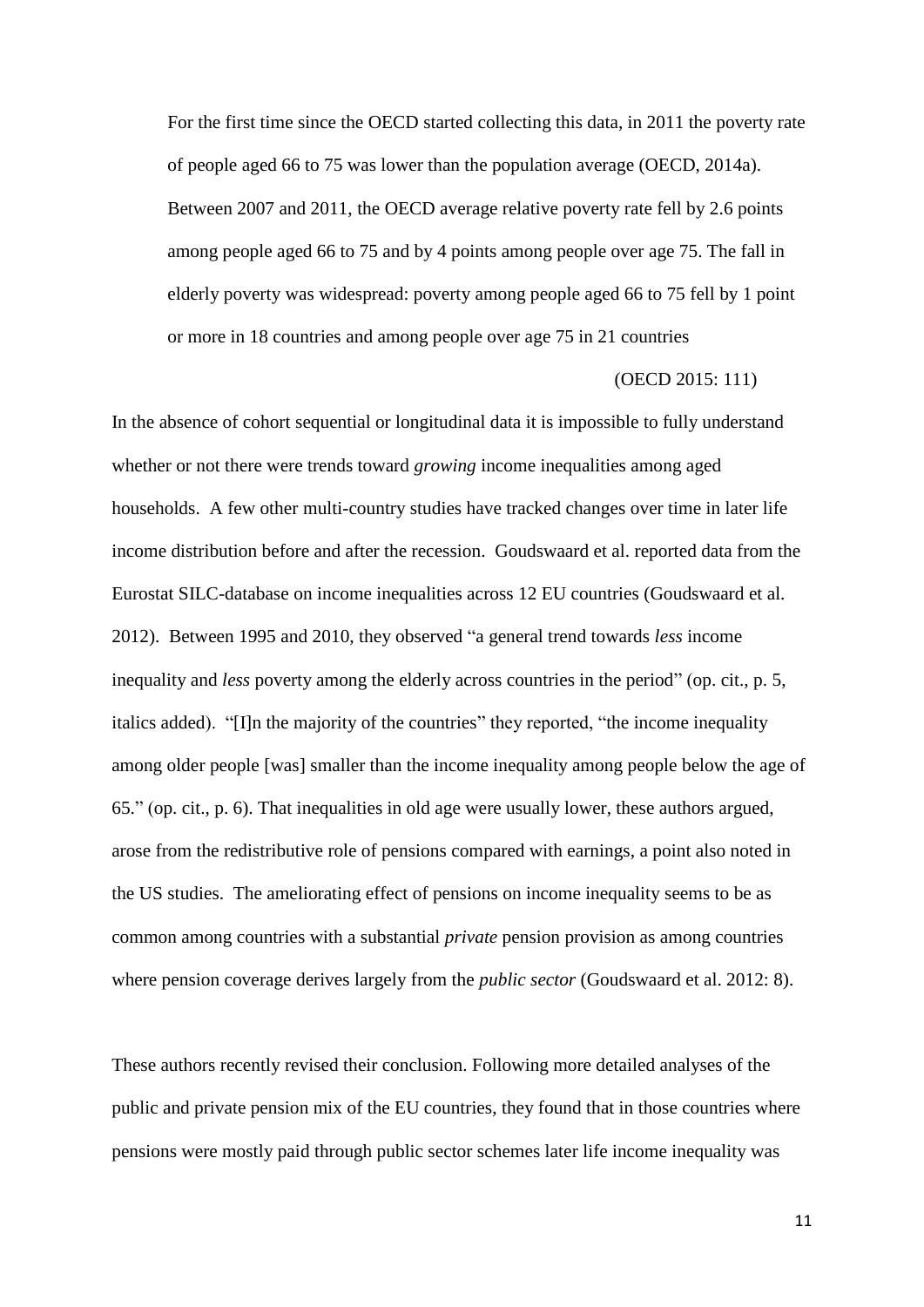> For the first time since the OECD started collecting this data, in 2011 the poverty rate of people aged 66 to 75 was lower than the population average (OECD, 2014a). Between 2007 and 2011, the OECD average relative poverty rate fell by 2.6 points among people aged 66 to 75 and by 4 points among people over age 75. The fall in elderly poverty was widespread: poverty among people aged 66 to 75 fell by 1 point or more in 18 countries and among people over age 75 in 21 countries
>
> (OECD 2015: 111)

In the absence of cohort sequential or longitudinal data it is impossible to fully understand whether or not there were trends toward *growing* income inequalities among aged households. A few other multi-country studies have tracked changes over time in later life income distribution before and after the recession. Goudswaard et al. reported data from the Eurostat SILC-database on income inequalities across 12 EU countries (Goudswaard et al. 2012). Between 1995 and 2010, they observed "a general trend towards *less* income inequality and *less* poverty among the elderly across countries in the period" (op. cit., p. 5, italics added). "[I]n the majority of the countries" they reported, "the income inequality among older people [was] smaller than the income inequality among people below the age of 65." (op. cit., p. 6). That inequalities in old age were usually lower, these authors argued, arose from the redistributive role of pensions compared with earnings, a point also noted in the US studies. The ameliorating effect of pensions on income inequality seems to be as common among countries with a substantial *private* pension provision as among countries where pension coverage derives largely from the *public sector* (Goudswaard et al. 2012: 8).

These authors recently revised their conclusion. Following more detailed analyses of the public and private pension mix of the EU countries, they found that in those countries where pensions were mostly paid through public sector schemes later life income inequality was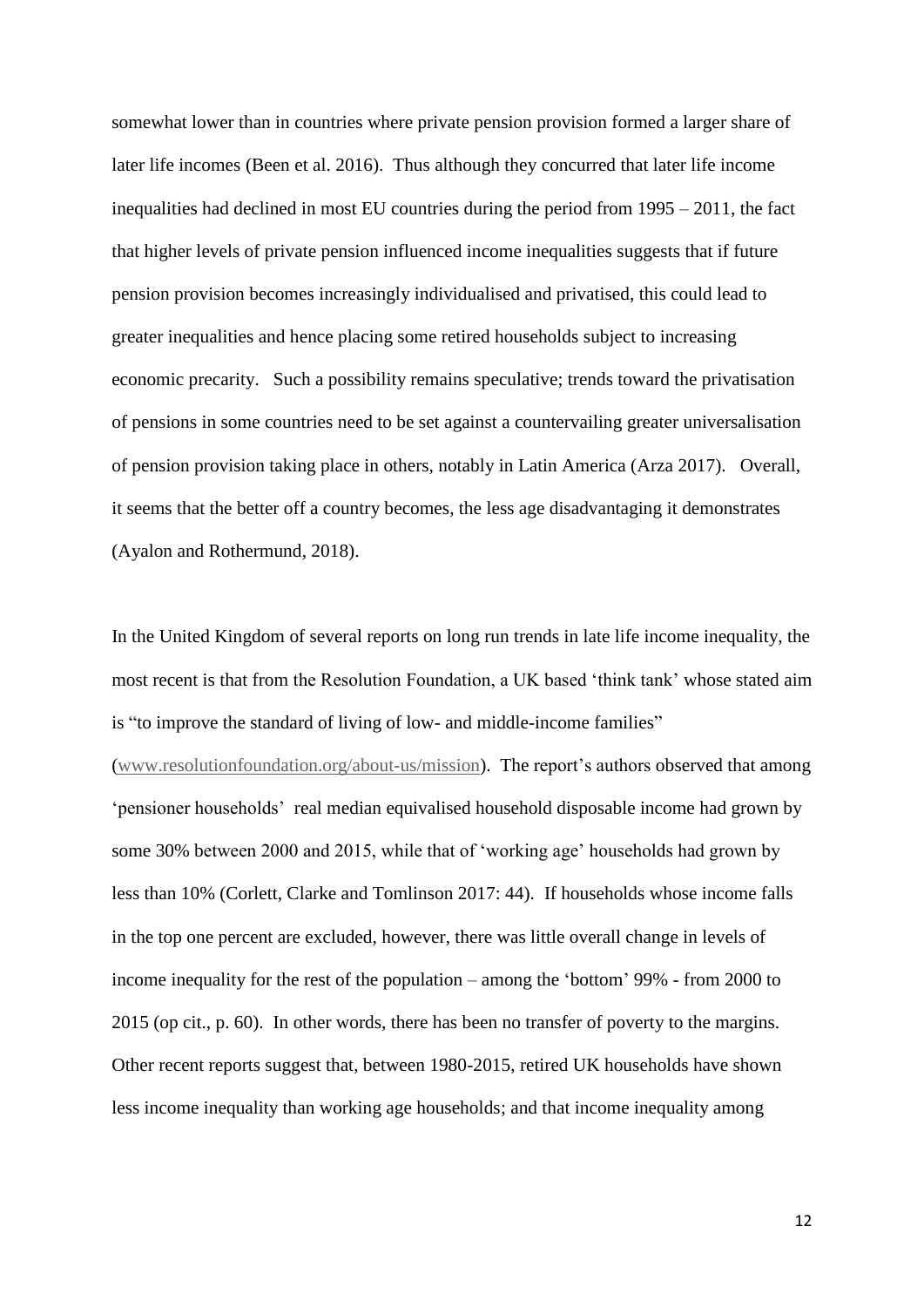somewhat lower than in countries where private pension provision formed a larger share of later life incomes (Been et al. 2016). Thus although they concurred that later life income inequalities had declined in most EU countries during the period from 1995 – 2011, the fact that higher levels of private pension influenced income inequalities suggests that if future pension provision becomes increasingly individualised and privatised, this could lead to greater inequalities and hence placing some retired households subject to increasing economic precarity. Such a possibility remains speculative; trends toward the privatisation of pensions in some countries need to be set against a countervailing greater universalisation of pension provision taking place in others, notably in Latin America (Arza 2017). Overall, it seems that the better off a country becomes, the less age disadvantaging it demonstrates (Ayalon and Rothermund, 2018).

In the United Kingdom of several reports on long run trends in late life income inequality, the most recent is that from the Resolution Foundation, a UK based 'think tank' whose stated aim is "to improve the standard of living of low- and middle-income families" (www.resolutionfoundation.org/about-us/mission). The report's authors observed that among 'pensioner households' real median equivalised household disposable income had grown by some 30% between 2000 and 2015, while that of 'working age' households had grown by less than 10% (Corlett, Clarke and Tomlinson 2017: 44). If households whose income falls in the top one percent are excluded, however, there was little overall change in levels of income inequality for the rest of the population – among the 'bottom' 99% - from 2000 to 2015 (op cit., p. 60). In other words, there has been no transfer of poverty to the margins. Other recent reports suggest that, between 1980-2015, retired UK households have shown less income inequality than working age households; and that income inequality among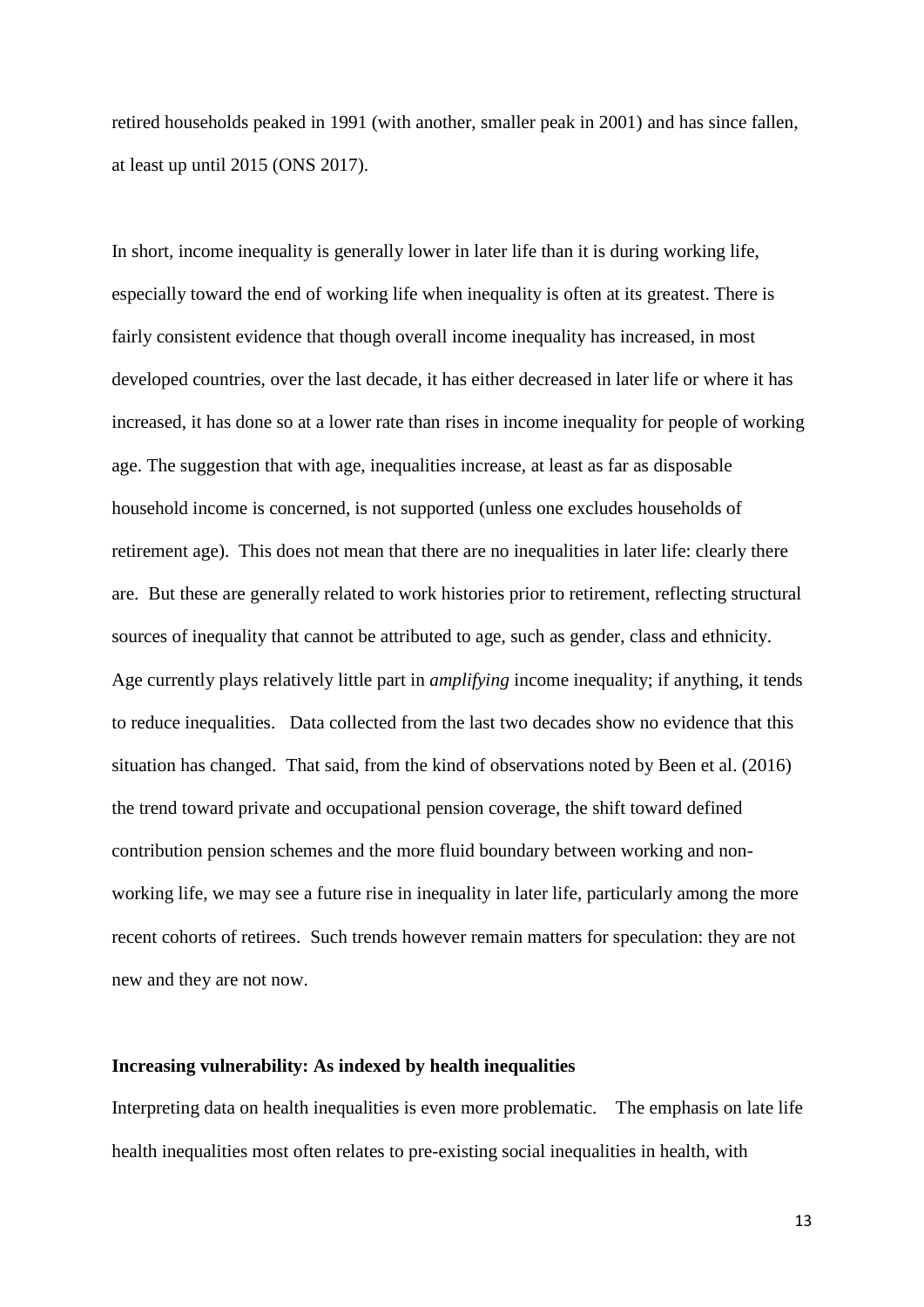retired households peaked in 1991 (with another, smaller peak in 2001) and has since fallen, at least up until 2015 (ONS 2017).

In short, income inequality is generally lower in later life than it is during working life, especially toward the end of working life when inequality is often at its greatest. There is fairly consistent evidence that though overall income inequality has increased, in most developed countries, over the last decade, it has either decreased in later life or where it has increased, it has done so at a lower rate than rises in income inequality for people of working age. The suggestion that with age, inequalities increase, at least as far as disposable household income is concerned, is not supported (unless one excludes households of retirement age). This does not mean that there are no inequalities in later life: clearly there are. But these are generally related to work histories prior to retirement, reflecting structural sources of inequality that cannot be attributed to age, such as gender, class and ethnicity. Age currently plays relatively little part in *amplifying* income inequality; if anything, it tends to reduce inequalities. Data collected from the last two decades show no evidence that this situation has changed. That said, from the kind of observations noted by Been et al. (2016) the trend toward private and occupational pension coverage, the shift toward defined contribution pension schemes and the more fluid boundary between working and non-working life, we may see a future rise in inequality in later life, particularly among the more recent cohorts of retirees. Such trends however remain matters for speculation: they are not new and they are not now.

**Increasing vulnerability: As indexed by health inequalities**

Interpreting data on health inequalities is even more problematic. The emphasis on late life health inequalities most often relates to pre-existing social inequalities in health, with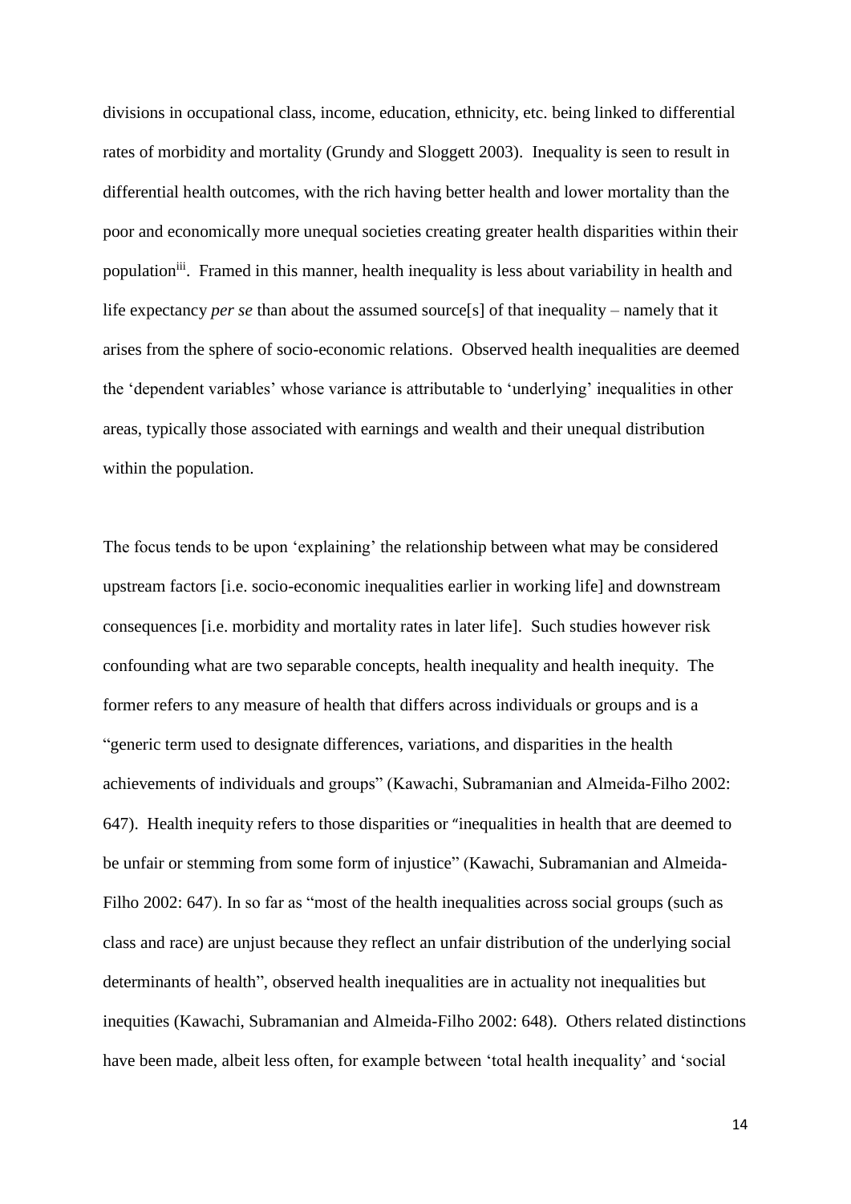divisions in occupational class, income, education, ethnicity, etc. being linked to differential rates of morbidity and mortality (Grundy and Sloggett 2003). Inequality is seen to result in differential health outcomes, with the rich having better health and lower mortality than the poor and economically more unequal societies creating greater health disparities within their population[iii]. Framed in this manner, health inequality is less about variability in health and life expectancy *per se* than about the assumed source[s] of that inequality – namely that it arises from the sphere of socio-economic relations. Observed health inequalities are deemed the 'dependent variables' whose variance is attributable to 'underlying' inequalities in other areas, typically those associated with earnings and wealth and their unequal distribution within the population.

The focus tends to be upon 'explaining' the relationship between what may be considered upstream factors [i.e. socio-economic inequalities earlier in working life] and downstream consequences [i.e. morbidity and mortality rates in later life]. Such studies however risk confounding what are two separable concepts, health inequality and health inequity. The former refers to any measure of health that differs across individuals or groups and is a "generic term used to designate differences, variations, and disparities in the health achievements of individuals and groups" (Kawachi, Subramanian and Almeida-Filho 2002: 647). Health inequity refers to those disparities or "inequalities in health that are deemed to be unfair or stemming from some form of injustice" (Kawachi, Subramanian and Almeida-Filho 2002: 647). In so far as "most of the health inequalities across social groups (such as class and race) are unjust because they reflect an unfair distribution of the underlying social determinants of health", observed health inequalities are in actuality not inequalities but inequities (Kawachi, Subramanian and Almeida-Filho 2002: 648). Others related distinctions have been made, albeit less often, for example between 'total health inequality' and 'social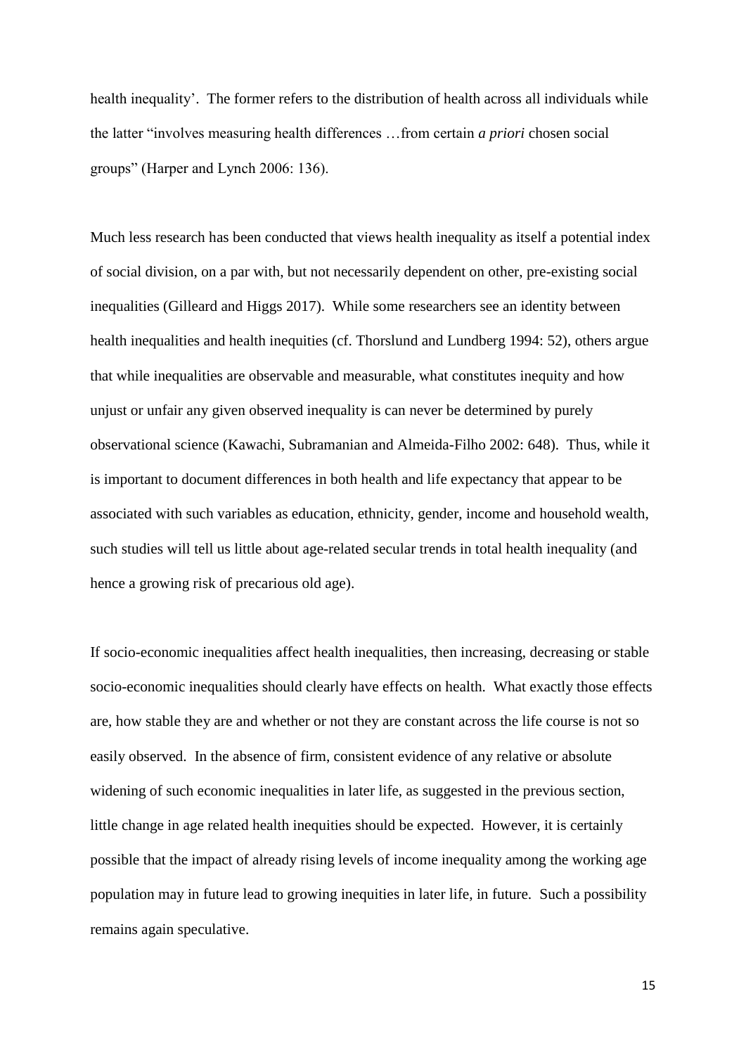health inequality'. The former refers to the distribution of health across all individuals while the latter "involves measuring health differences …from certain *a priori* chosen social groups" (Harper and Lynch 2006: 136).

Much less research has been conducted that views health inequality as itself a potential index of social division, on a par with, but not necessarily dependent on other, pre-existing social inequalities (Gilleard and Higgs 2017). While some researchers see an identity between health inequalities and health inequities (cf. Thorslund and Lundberg 1994: 52), others argue that while inequalities are observable and measurable, what constitutes inequity and how unjust or unfair any given observed inequality is can never be determined by purely observational science (Kawachi, Subramanian and Almeida-Filho 2002: 648). Thus, while it is important to document differences in both health and life expectancy that appear to be associated with such variables as education, ethnicity, gender, income and household wealth, such studies will tell us little about age-related secular trends in total health inequality (and hence a growing risk of precarious old age).

If socio-economic inequalities affect health inequalities, then increasing, decreasing or stable socio-economic inequalities should clearly have effects on health. What exactly those effects are, how stable they are and whether or not they are constant across the life course is not so easily observed. In the absence of firm, consistent evidence of any relative or absolute widening of such economic inequalities in later life, as suggested in the previous section, little change in age related health inequities should be expected. However, it is certainly possible that the impact of already rising levels of income inequality among the working age population may in future lead to growing inequities in later life, in future. Such a possibility remains again speculative.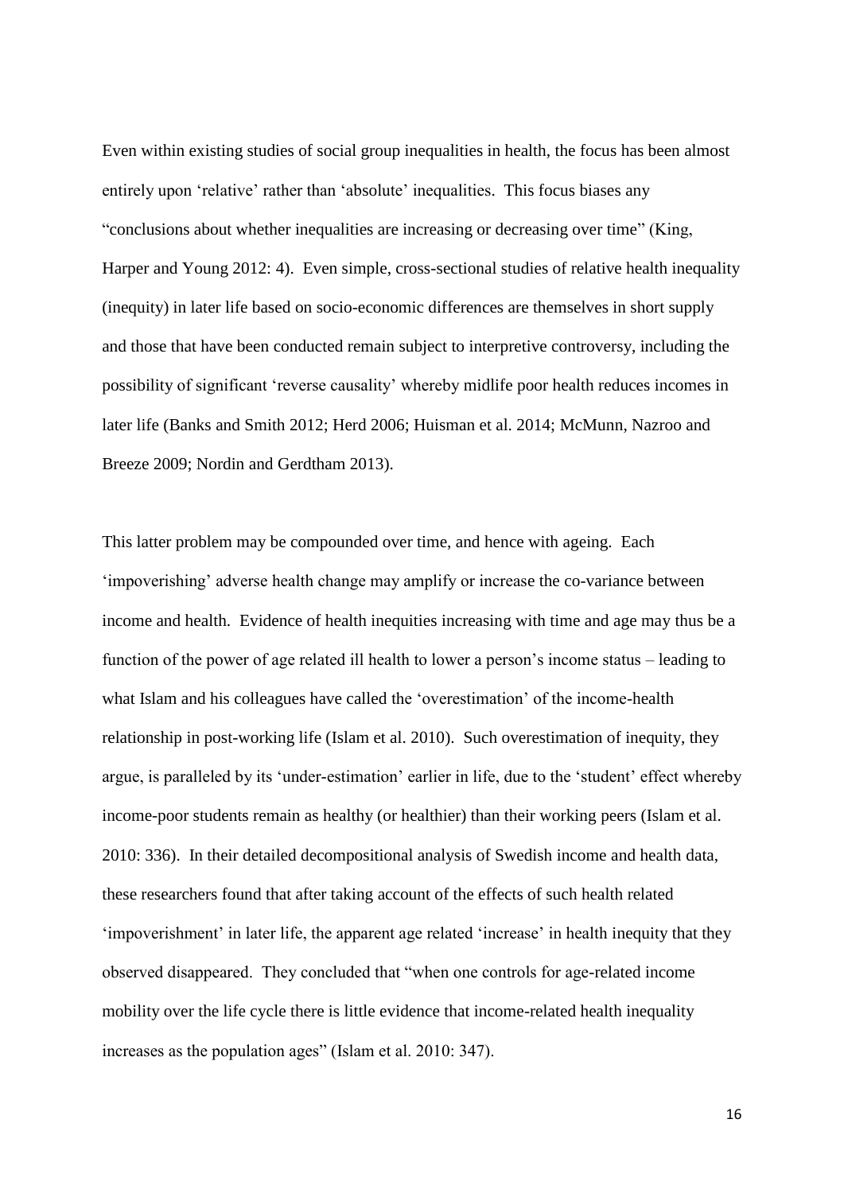Even within existing studies of social group inequalities in health, the focus has been almost entirely upon 'relative' rather than 'absolute' inequalities. This focus biases any "conclusions about whether inequalities are increasing or decreasing over time" (King, Harper and Young 2012: 4). Even simple, cross-sectional studies of relative health inequality (inequity) in later life based on socio-economic differences are themselves in short supply and those that have been conducted remain subject to interpretive controversy, including the possibility of significant 'reverse causality' whereby midlife poor health reduces incomes in later life (Banks and Smith 2012; Herd 2006; Huisman et al. 2014; McMunn, Nazroo and Breeze 2009; Nordin and Gerdtham 2013).

This latter problem may be compounded over time, and hence with ageing. Each 'impoverishing' adverse health change may amplify or increase the co-variance between income and health. Evidence of health inequities increasing with time and age may thus be a function of the power of age related ill health to lower a person's income status – leading to what Islam and his colleagues have called the 'overestimation' of the income-health relationship in post-working life (Islam et al. 2010). Such overestimation of inequity, they argue, is paralleled by its 'under-estimation' earlier in life, due to the 'student' effect whereby income-poor students remain as healthy (or healthier) than their working peers (Islam et al. 2010: 336). In their detailed decompositional analysis of Swedish income and health data, these researchers found that after taking account of the effects of such health related 'impoverishment' in later life, the apparent age related 'increase' in health inequity that they observed disappeared. They concluded that "when one controls for age-related income mobility over the life cycle there is little evidence that income-related health inequality increases as the population ages" (Islam et al. 2010: 347).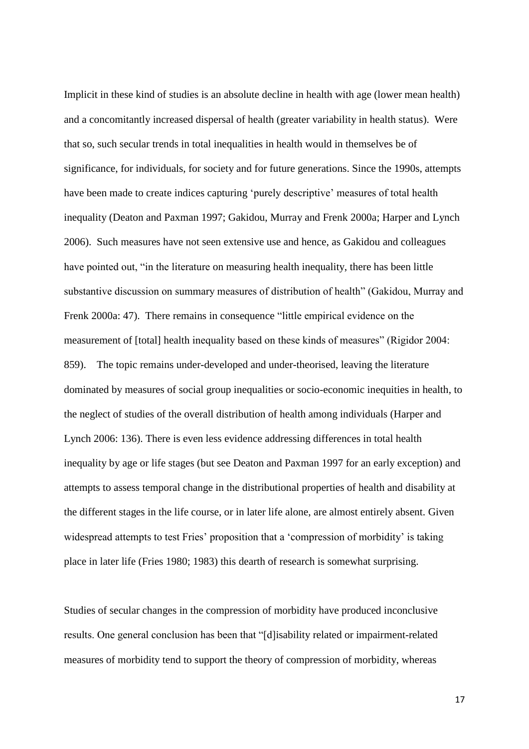Implicit in these kind of studies is an absolute decline in health with age (lower mean health) and a concomitantly increased dispersal of health (greater variability in health status). Were that so, such secular trends in total inequalities in health would in themselves be of significance, for individuals, for society and for future generations. Since the 1990s, attempts have been made to create indices capturing 'purely descriptive' measures of total health inequality (Deaton and Paxman 1997; Gakidou, Murray and Frenk 2000a; Harper and Lynch 2006). Such measures have not seen extensive use and hence, as Gakidou and colleagues have pointed out, "in the literature on measuring health inequality, there has been little substantive discussion on summary measures of distribution of health" (Gakidou, Murray and Frenk 2000a: 47). There remains in consequence "little empirical evidence on the measurement of [total] health inequality based on these kinds of measures" (Rigidor 2004: 859). The topic remains under-developed and under-theorised, leaving the literature dominated by measures of social group inequalities or socio-economic inequities in health, to the neglect of studies of the overall distribution of health among individuals (Harper and Lynch 2006: 136). There is even less evidence addressing differences in total health inequality by age or life stages (but see Deaton and Paxman 1997 for an early exception) and attempts to assess temporal change in the distributional properties of health and disability at the different stages in the life course, or in later life alone, are almost entirely absent. Given widespread attempts to test Fries' proposition that a 'compression of morbidity' is taking place in later life (Fries 1980; 1983) this dearth of research is somewhat surprising.

Studies of secular changes in the compression of morbidity have produced inconclusive results. One general conclusion has been that "[d]isability related or impairment-related measures of morbidity tend to support the theory of compression of morbidity, whereas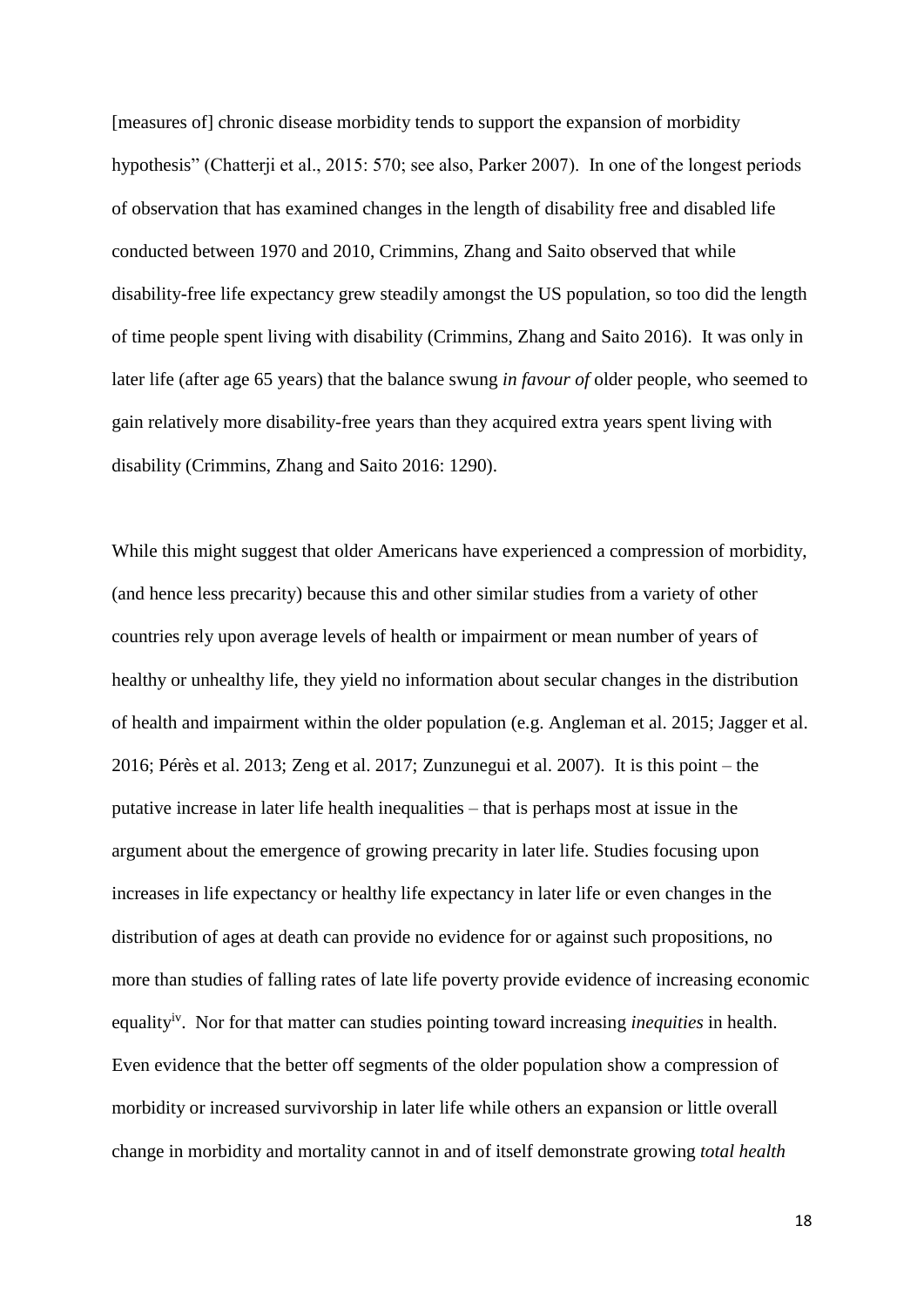[measures of] chronic disease morbidity tends to support the expansion of morbidity hypothesis" (Chatterji et al., 2015: 570; see also, Parker 2007). In one of the longest periods of observation that has examined changes in the length of disability free and disabled life conducted between 1970 and 2010, Crimmins, Zhang and Saito observed that while disability-free life expectancy grew steadily amongst the US population, so too did the length of time people spent living with disability (Crimmins, Zhang and Saito 2016). It was only in later life (after age 65 years) that the balance swung *in favour of* older people, who seemed to gain relatively more disability-free years than they acquired extra years spent living with disability (Crimmins, Zhang and Saito 2016: 1290).

While this might suggest that older Americans have experienced a compression of morbidity, (and hence less precarity) because this and other similar studies from a variety of other countries rely upon average levels of health or impairment or mean number of years of healthy or unhealthy life, they yield no information about secular changes in the distribution of health and impairment within the older population (e.g. Angleman et al. 2015; Jagger et al. 2016; Pérès et al. 2013; Zeng et al. 2017; Zunzunegui et al. 2007). It is this point – the putative increase in later life health inequalities – that is perhaps most at issue in the argument about the emergence of growing precarity in later life. Studies focusing upon increases in life expectancy or healthy life expectancy in later life or even changes in the distribution of ages at death can provide no evidence for or against such propositions, no more than studies of falling rates of late life poverty provide evidence of increasing economic equality[iv]. Nor for that matter can studies pointing toward increasing *inequities* in health. Even evidence that the better off segments of the older population show a compression of morbidity or increased survivorship in later life while others an expansion or little overall change in morbidity and mortality cannot in and of itself demonstrate growing *total health*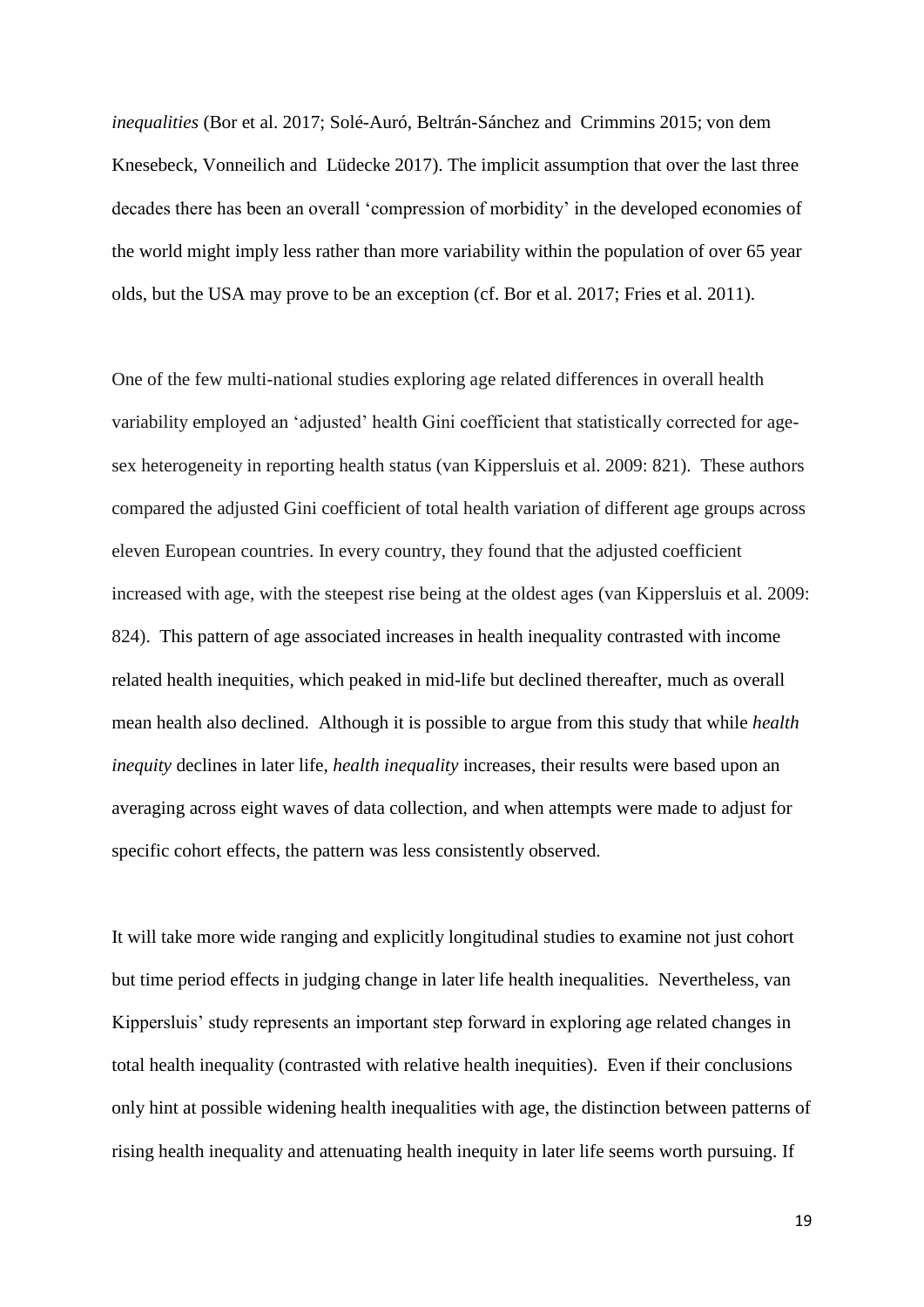*inequalities* (Bor et al. 2017; Solé-Auró, Beltrán-Sánchez and Crimmins 2015; von dem Knesebeck, Vonneilich and Lüdecke 2017). The implicit assumption that over the last three decades there has been an overall 'compression of morbidity' in the developed economies of the world might imply less rather than more variability within the population of over 65 year olds, but the USA may prove to be an exception (cf. Bor et al. 2017; Fries et al. 2011).

One of the few multi-national studies exploring age related differences in overall health variability employed an 'adjusted' health Gini coefficient that statistically corrected for age-sex heterogeneity in reporting health status (van Kippersluis et al. 2009: 821). These authors compared the adjusted Gini coefficient of total health variation of different age groups across eleven European countries. In every country, they found that the adjusted coefficient increased with age, with the steepest rise being at the oldest ages (van Kippersluis et al. 2009: 824). This pattern of age associated increases in health inequality contrasted with income related health inequities, which peaked in mid-life but declined thereafter, much as overall mean health also declined. Although it is possible to argue from this study that while *health inequity* declines in later life, *health inequality* increases, their results were based upon an averaging across eight waves of data collection, and when attempts were made to adjust for specific cohort effects, the pattern was less consistently observed.

It will take more wide ranging and explicitly longitudinal studies to examine not just cohort but time period effects in judging change in later life health inequalities. Nevertheless, van Kippersluis' study represents an important step forward in exploring age related changes in total health inequality (contrasted with relative health inequities). Even if their conclusions only hint at possible widening health inequalities with age, the distinction between patterns of rising health inequality and attenuating health inequity in later life seems worth pursuing. If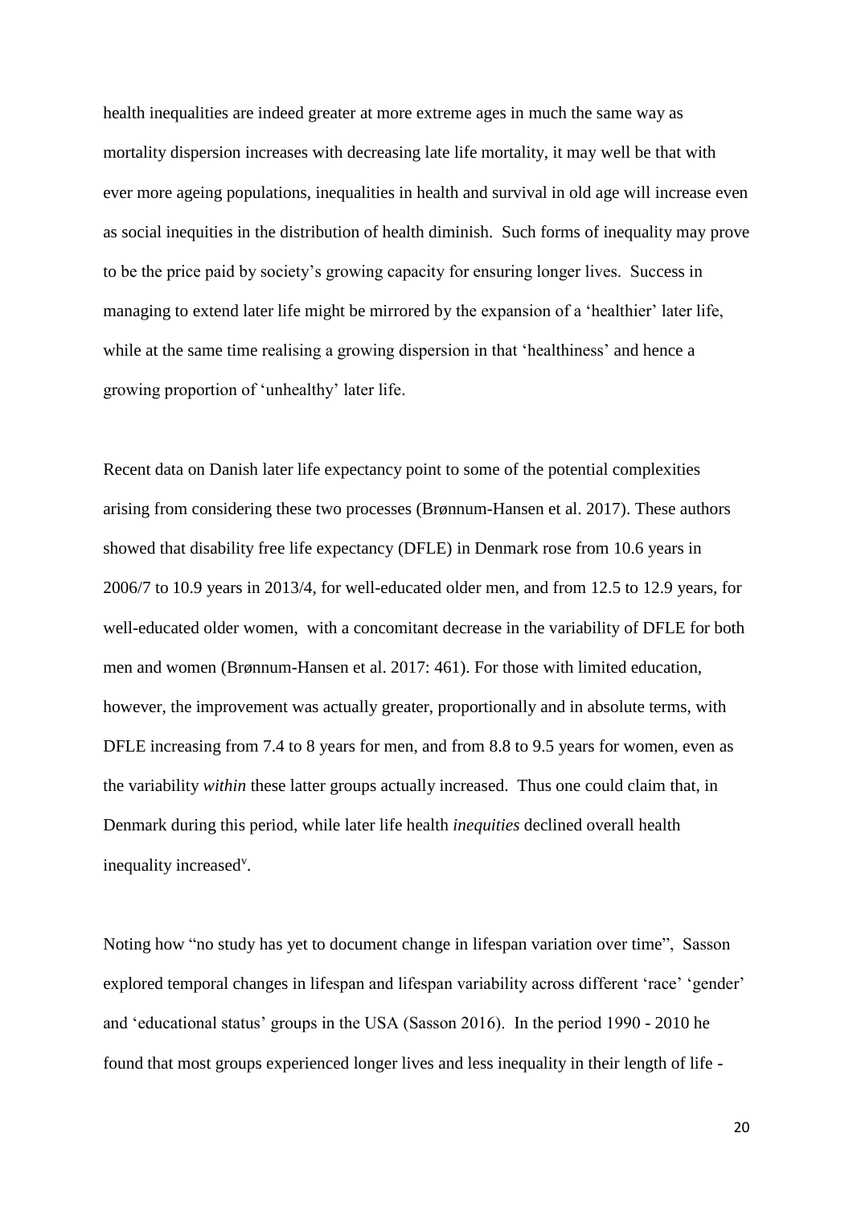health inequalities are indeed greater at more extreme ages in much the same way as mortality dispersion increases with decreasing late life mortality, it may well be that with ever more ageing populations, inequalities in health and survival in old age will increase even as social inequities in the distribution of health diminish. Such forms of inequality may prove to be the price paid by society's growing capacity for ensuring longer lives. Success in managing to extend later life might be mirrored by the expansion of a 'healthier' later life, while at the same time realising a growing dispersion in that 'healthiness' and hence a growing proportion of 'unhealthy' later life.

Recent data on Danish later life expectancy point to some of the potential complexities arising from considering these two processes (Brønnum-Hansen et al. 2017). These authors showed that disability free life expectancy (DFLE) in Denmark rose from 10.6 years in 2006/7 to 10.9 years in 2013/4, for well-educated older men, and from 12.5 to 12.9 years, for well-educated older women, with a concomitant decrease in the variability of DFLE for both men and women (Brønnum-Hansen et al. 2017: 461). For those with limited education, however, the improvement was actually greater, proportionally and in absolute terms, with DFLE increasing from 7.4 to 8 years for men, and from 8.8 to 9.5 years for women, even as the variability *within* these latter groups actually increased. Thus one could claim that, in Denmark during this period, while later life health *inequities* declined overall health inequality increased[v].

Noting how "no study has yet to document change in lifespan variation over time", Sasson explored temporal changes in lifespan and lifespan variability across different 'race' 'gender' and 'educational status' groups in the USA (Sasson 2016). In the period 1990 - 2010 he found that most groups experienced longer lives and less inequality in their length of life -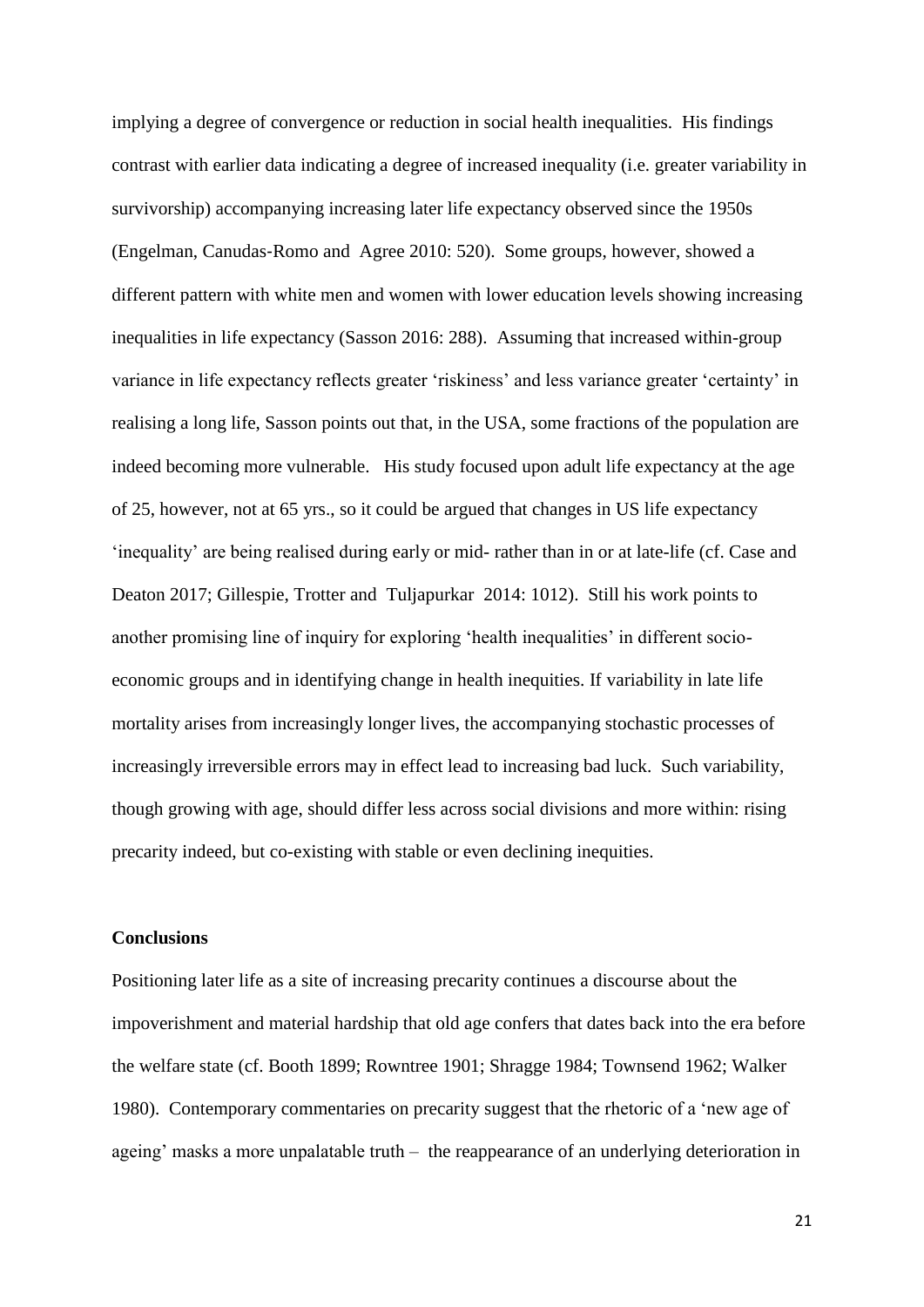implying a degree of convergence or reduction in social health inequalities. His findings contrast with earlier data indicating a degree of increased inequality (i.e. greater variability in survivorship) accompanying increasing later life expectancy observed since the 1950s (Engelman, Canudas-Romo and Agree 2010: 520). Some groups, however, showed a different pattern with white men and women with lower education levels showing increasing inequalities in life expectancy (Sasson 2016: 288). Assuming that increased within-group variance in life expectancy reflects greater 'riskiness' and less variance greater 'certainty' in realising a long life, Sasson points out that, in the USA, some fractions of the population are indeed becoming more vulnerable. His study focused upon adult life expectancy at the age of 25, however, not at 65 yrs., so it could be argued that changes in US life expectancy 'inequality' are being realised during early or mid- rather than in or at late-life (cf. Case and Deaton 2017; Gillespie, Trotter and Tuljapurkar 2014: 1012). Still his work points to another promising line of inquiry for exploring 'health inequalities' in different socio-economic groups and in identifying change in health inequities. If variability in late life mortality arises from increasingly longer lives, the accompanying stochastic processes of increasingly irreversible errors may in effect lead to increasing bad luck. Such variability, though growing with age, should differ less across social divisions and more within: rising precarity indeed, but co-existing with stable or even declining inequities.

## Conclusions

Positioning later life as a site of increasing precarity continues a discourse about the impoverishment and material hardship that old age confers that dates back into the era before the welfare state (cf. Booth 1899; Rowntree 1901; Shragge 1984; Townsend 1962; Walker 1980). Contemporary commentaries on precarity suggest that the rhetoric of a 'new age of ageing' masks a more unpalatable truth – the reappearance of an underlying deterioration in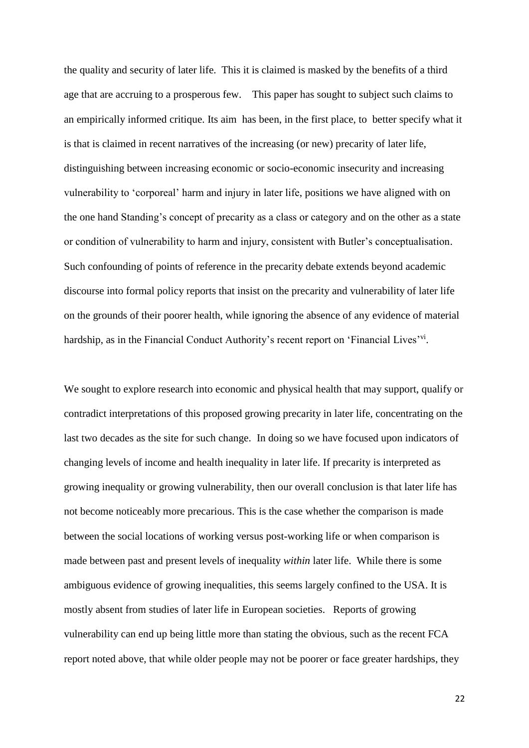the quality and security of later life. This it is claimed is masked by the benefits of a third age that are accruing to a prosperous few. This paper has sought to subject such claims to an empirically informed critique. Its aim has been, in the first place, to better specify what it is that is claimed in recent narratives of the increasing (or new) precarity of later life, distinguishing between increasing economic or socio-economic insecurity and increasing vulnerability to 'corporeal' harm and injury in later life, positions we have aligned with on the one hand Standing's concept of precarity as a class or category and on the other as a state or condition of vulnerability to harm and injury, consistent with Butler's conceptualisation. Such confounding of points of reference in the precarity debate extends beyond academic discourse into formal policy reports that insist on the precarity and vulnerability of later life on the grounds of their poorer health, while ignoring the absence of any evidence of material hardship, as in the Financial Conduct Authority's recent report on 'Financial Lives'[vi].

We sought to explore research into economic and physical health that may support, qualify or contradict interpretations of this proposed growing precarity in later life, concentrating on the last two decades as the site for such change. In doing so we have focused upon indicators of changing levels of income and health inequality in later life. If precarity is interpreted as growing inequality or growing vulnerability, then our overall conclusion is that later life has not become noticeably more precarious. This is the case whether the comparison is made between the social locations of working versus post-working life or when comparison is made between past and present levels of inequality *within* later life. While there is some ambiguous evidence of growing inequalities, this seems largely confined to the USA. It is mostly absent from studies of later life in European societies. Reports of growing vulnerability can end up being little more than stating the obvious, such as the recent FCA report noted above, that while older people may not be poorer or face greater hardships, they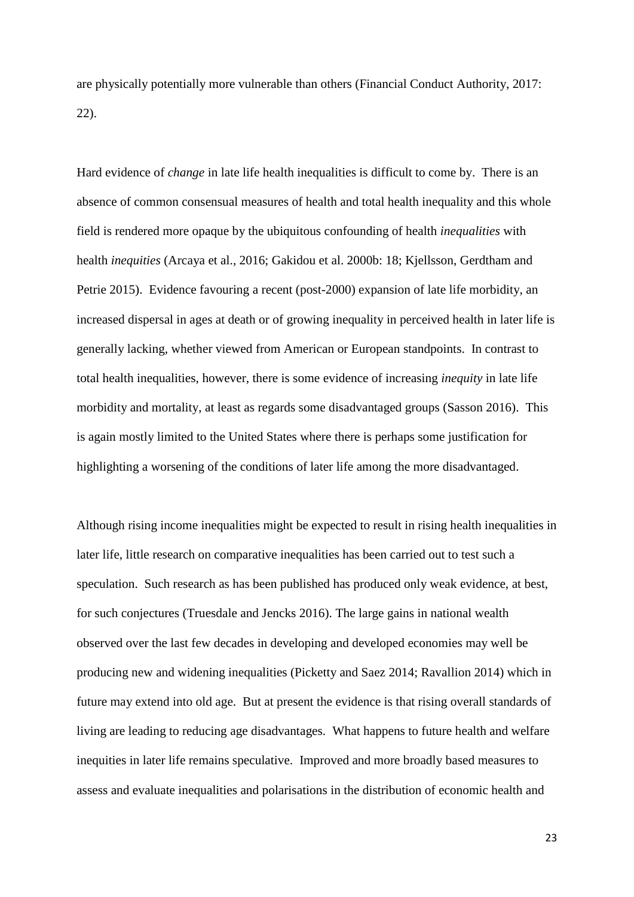are physically potentially more vulnerable than others (Financial Conduct Authority, 2017: 22).

Hard evidence of *change* in late life health inequalities is difficult to come by. There is an absence of common consensual measures of health and total health inequality and this whole field is rendered more opaque by the ubiquitous confounding of health *inequalities* with health *inequities* (Arcaya et al., 2016; Gakidou et al. 2000b: 18; Kjellsson, Gerdtham and Petrie 2015). Evidence favouring a recent (post-2000) expansion of late life morbidity, an increased dispersal in ages at death or of growing inequality in perceived health in later life is generally lacking, whether viewed from American or European standpoints. In contrast to total health inequalities, however, there is some evidence of increasing *inequity* in late life morbidity and mortality, at least as regards some disadvantaged groups (Sasson 2016). This is again mostly limited to the United States where there is perhaps some justification for highlighting a worsening of the conditions of later life among the more disadvantaged.

Although rising income inequalities might be expected to result in rising health inequalities in later life, little research on comparative inequalities has been carried out to test such a speculation. Such research as has been published has produced only weak evidence, at best, for such conjectures (Truesdale and Jencks 2016). The large gains in national wealth observed over the last few decades in developing and developed economies may well be producing new and widening inequalities (Picketty and Saez 2014; Ravallion 2014) which in future may extend into old age. But at present the evidence is that rising overall standards of living are leading to reducing age disadvantages. What happens to future health and welfare inequities in later life remains speculative. Improved and more broadly based measures to assess and evaluate inequalities and polarisations in the distribution of economic health and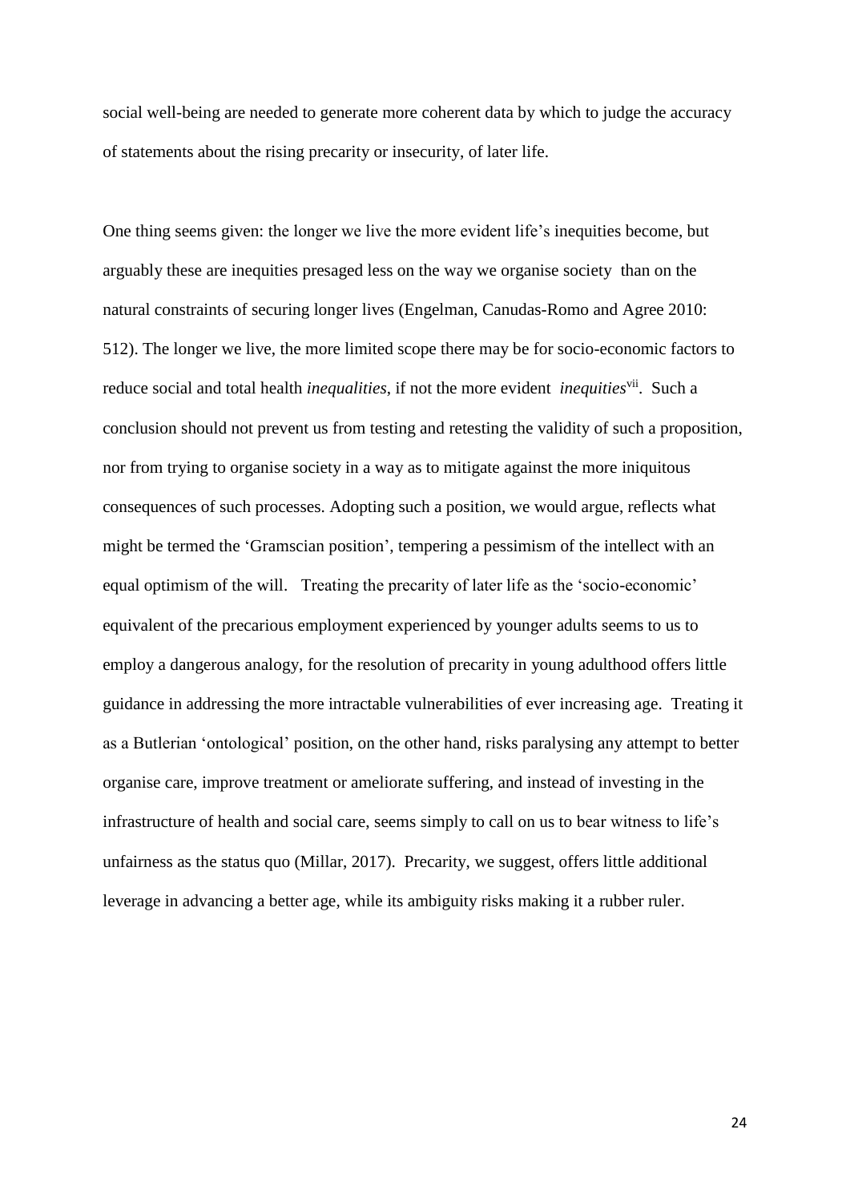social well-being are needed to generate more coherent data by which to judge the accuracy of statements about the rising precarity or insecurity, of later life.

One thing seems given: the longer we live the more evident life's inequities become, but arguably these are inequities presaged less on the way we organise society than on the natural constraints of securing longer lives (Engelman, Canudas-Romo and Agree 2010: 512). The longer we live, the more limited scope there may be for socio-economic factors to reduce social and total health *inequalities*, if not the more evident *inequities*[vii]. Such a conclusion should not prevent us from testing and retesting the validity of such a proposition, nor from trying to organise society in a way as to mitigate against the more iniquitous consequences of such processes. Adopting such a position, we would argue, reflects what might be termed the 'Gramscian position', tempering a pessimism of the intellect with an equal optimism of the will. Treating the precarity of later life as the 'socio-economic' equivalent of the precarious employment experienced by younger adults seems to us to employ a dangerous analogy, for the resolution of precarity in young adulthood offers little guidance in addressing the more intractable vulnerabilities of ever increasing age. Treating it as a Butlerian 'ontological' position, on the other hand, risks paralysing any attempt to better organise care, improve treatment or ameliorate suffering, and instead of investing in the infrastructure of health and social care, seems simply to call on us to bear witness to life's unfairness as the status quo (Millar, 2017). Precarity, we suggest, offers little additional leverage in advancing a better age, while its ambiguity risks making it a rubber ruler.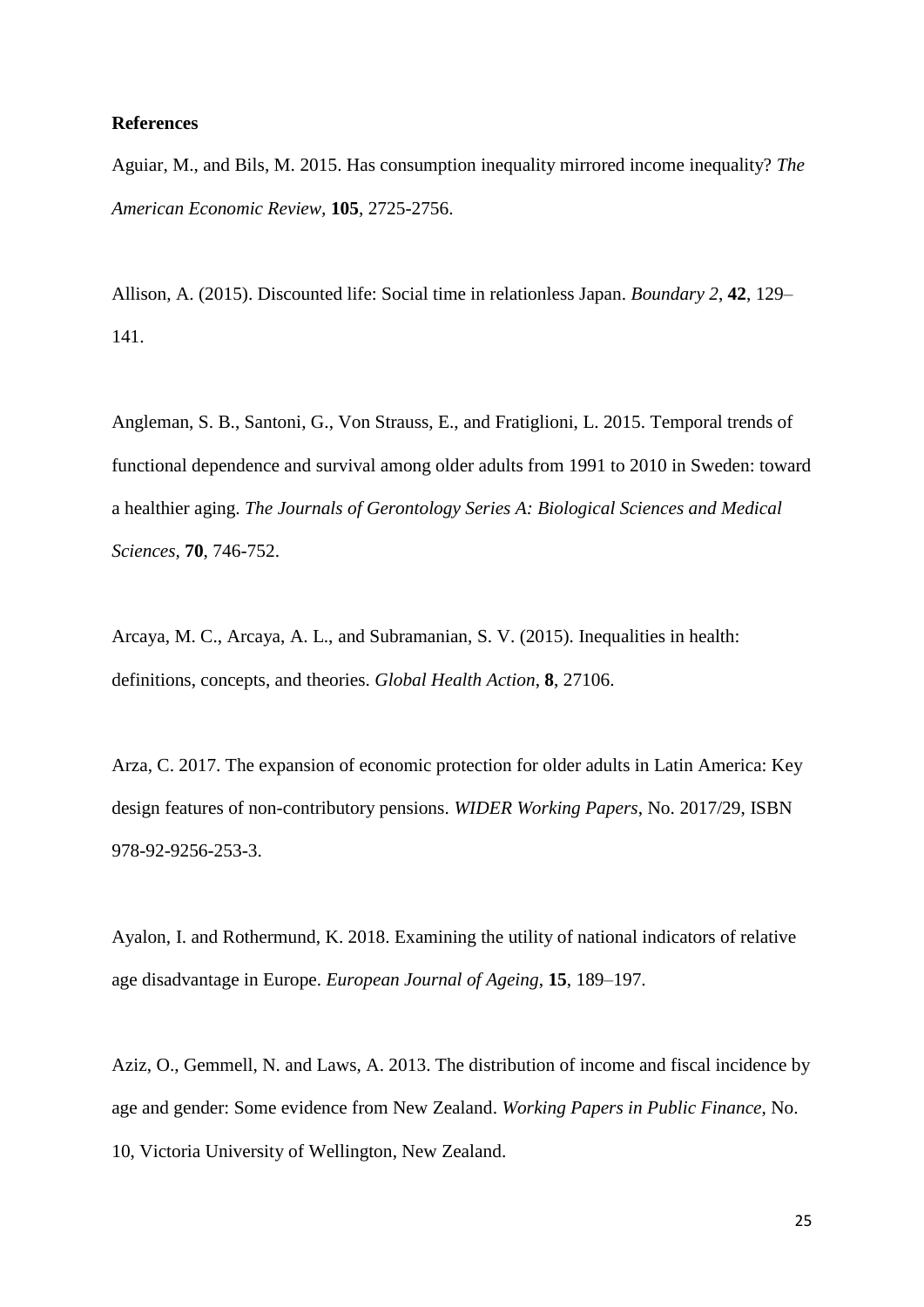**References**

Aguiar, M., and Bils, M. 2015. Has consumption inequality mirrored income inequality? *The American Economic Review*, **105**, 2725-2756.

Allison, A. (2015). Discounted life: Social time in relationless Japan. *Boundary 2*, **42**, 129–141.

Angleman, S. B., Santoni, G., Von Strauss, E., and Fratiglioni, L. 2015. Temporal trends of functional dependence and survival among older adults from 1991 to 2010 in Sweden: toward a healthier aging. *The Journals of Gerontology Series A: Biological Sciences and Medical Sciences,* **70**, 746-752.

Arcaya, M. C., Arcaya, A. L., and Subramanian, S. V. (2015). Inequalities in health: definitions, concepts, and theories. *Global Health Action*, **8**, 27106.

Arza, C. 2017. The expansion of economic protection for older adults in Latin America: Key design features of non-contributory pensions. *WIDER Working Papers*, No. 2017/29, ISBN 978-92-9256-253-3.

Ayalon, I. and Rothermund, K. 2018. Examining the utility of national indicators of relative age disadvantage in Europe. *European Journal of Ageing*, **15**, 189–197.

Aziz, O., Gemmell, N. and Laws, A. 2013. The distribution of income and fiscal incidence by age and gender: Some evidence from New Zealand. *Working Papers in Public Finance*, No. 10, Victoria University of Wellington, New Zealand.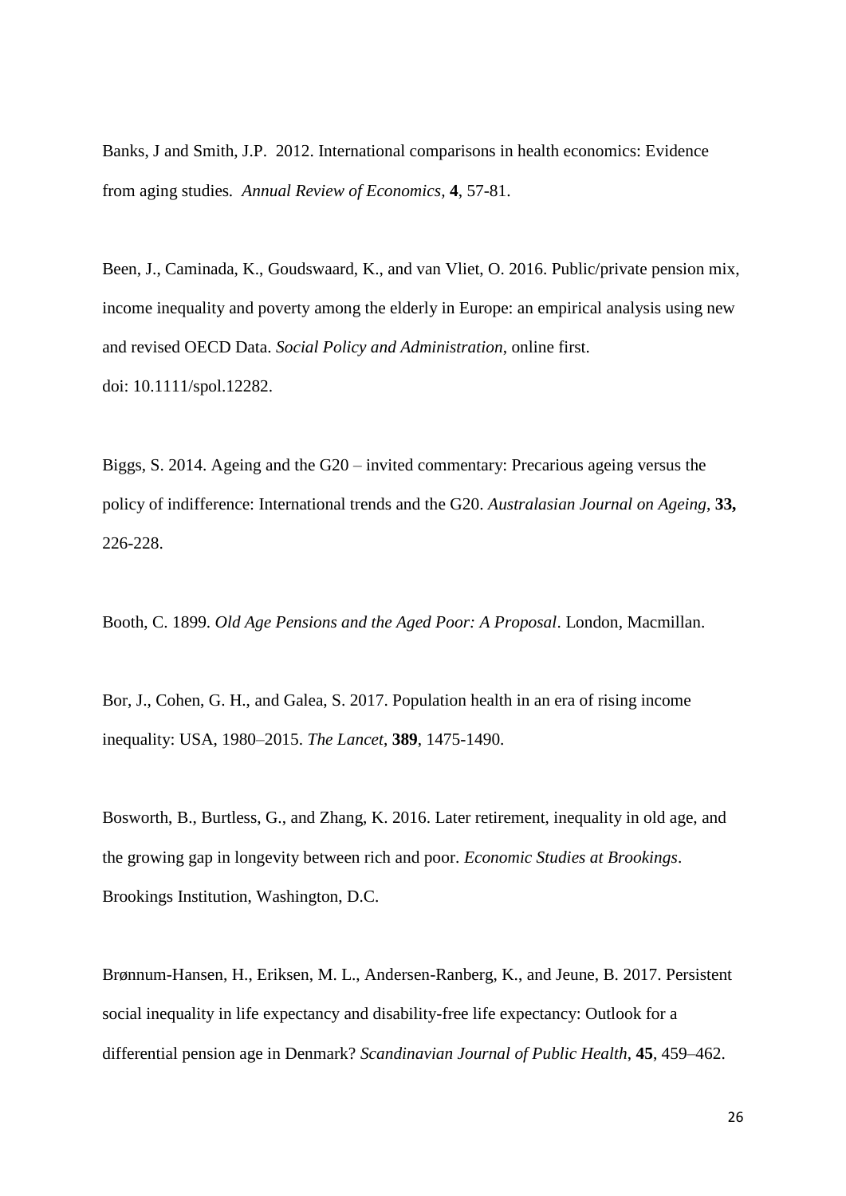Banks, J and Smith, J.P. 2012. International comparisons in health economics: Evidence from aging studies. *Annual Review of Economics*, **4**, 57-81.

Been, J., Caminada, K., Goudswaard, K., and van Vliet, O. 2016. Public/private pension mix, income inequality and poverty among the elderly in Europe: an empirical analysis using new and revised OECD Data. *Social Policy and Administration*, online first. doi: 10.1111/spol.12282.

Biggs, S. 2014. Ageing and the G20 – invited commentary: Precarious ageing versus the policy of indifference: International trends and the G20. *Australasian Journal on Ageing*, **33,** 226-228.

Booth, C. 1899. *Old Age Pensions and the Aged Poor: A Proposal*. London, Macmillan.

Bor, J., Cohen, G. H., and Galea, S. 2017. Population health in an era of rising income inequality: USA, 1980–2015. *The Lancet*, **389**, 1475-1490.

Bosworth, B., Burtless, G., and Zhang, K. 2016. Later retirement, inequality in old age, and the growing gap in longevity between rich and poor. *Economic Studies at Brookings*. Brookings Institution, Washington, D.C.

Brønnum-Hansen, H., Eriksen, M. L., Andersen-Ranberg, K., and Jeune, B. 2017. Persistent social inequality in life expectancy and disability-free life expectancy: Outlook for a differential pension age in Denmark? *Scandinavian Journal of Public Health*, **45**, 459–462.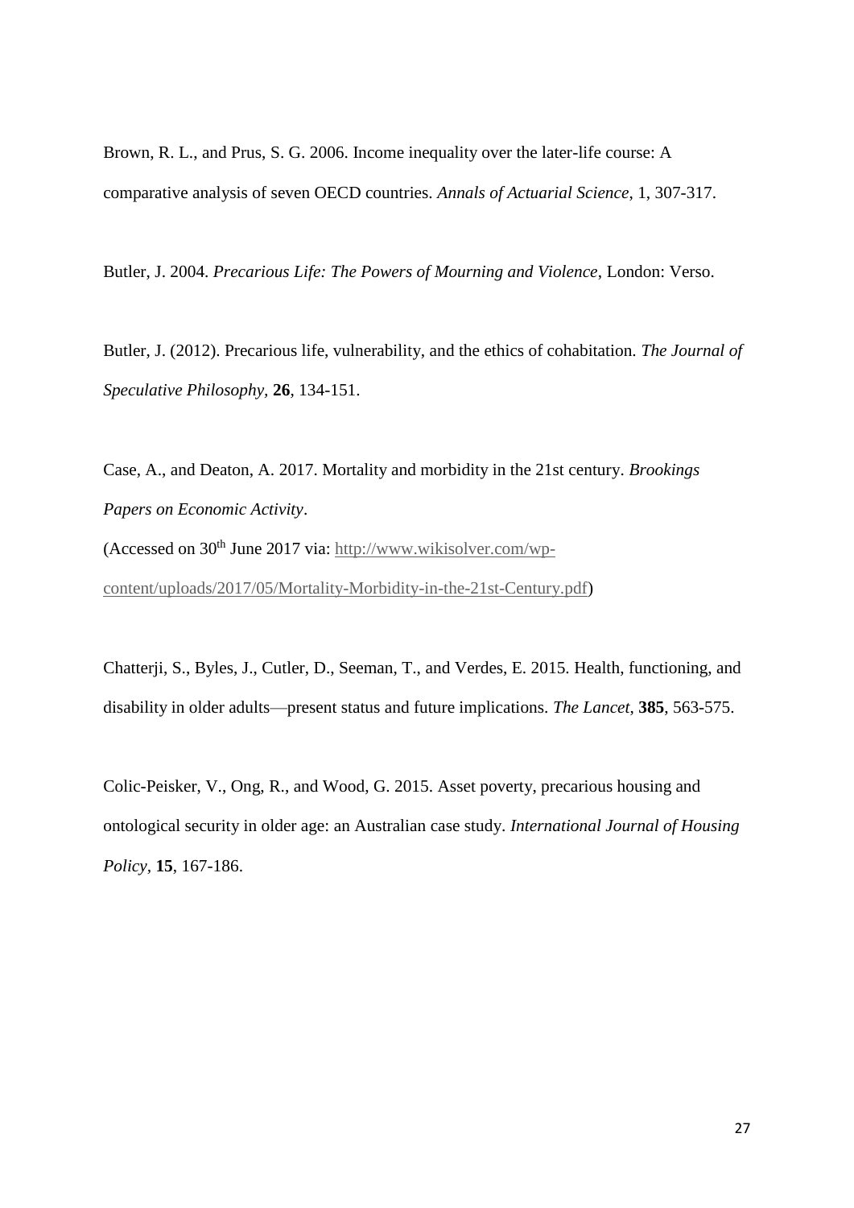Brown, R. L., and Prus, S. G. 2006. Income inequality over the later-life course: A comparative analysis of seven OECD countries. *Annals of Actuarial Science*, 1, 307-317.

Butler, J. 2004. *Precarious Life: The Powers of Mourning and Violence*, London: Verso.

Butler, J. (2012). Precarious life, vulnerability, and the ethics of cohabitation. *The Journal of Speculative Philosophy*, **26**, 134-151.

Case, A., and Deaton, A. 2017. Mortality and morbidity in the 21st century. *Brookings Papers on Economic Activity*.
(Accessed on 30th June 2017 via: http://www.wikisolver.com/wp-content/uploads/2017/05/Mortality-Morbidity-in-the-21st-Century.pdf)

Chatterji, S., Byles, J., Cutler, D., Seeman, T., and Verdes, E. 2015. Health, functioning, and disability in older adults—present status and future implications. *The Lancet*, **385**, 563-575.

Colic-Peisker, V., Ong, R., and Wood, G. 2015. Asset poverty, precarious housing and ontological security in older age: an Australian case study. *International Journal of Housing Policy*, **15**, 167-186.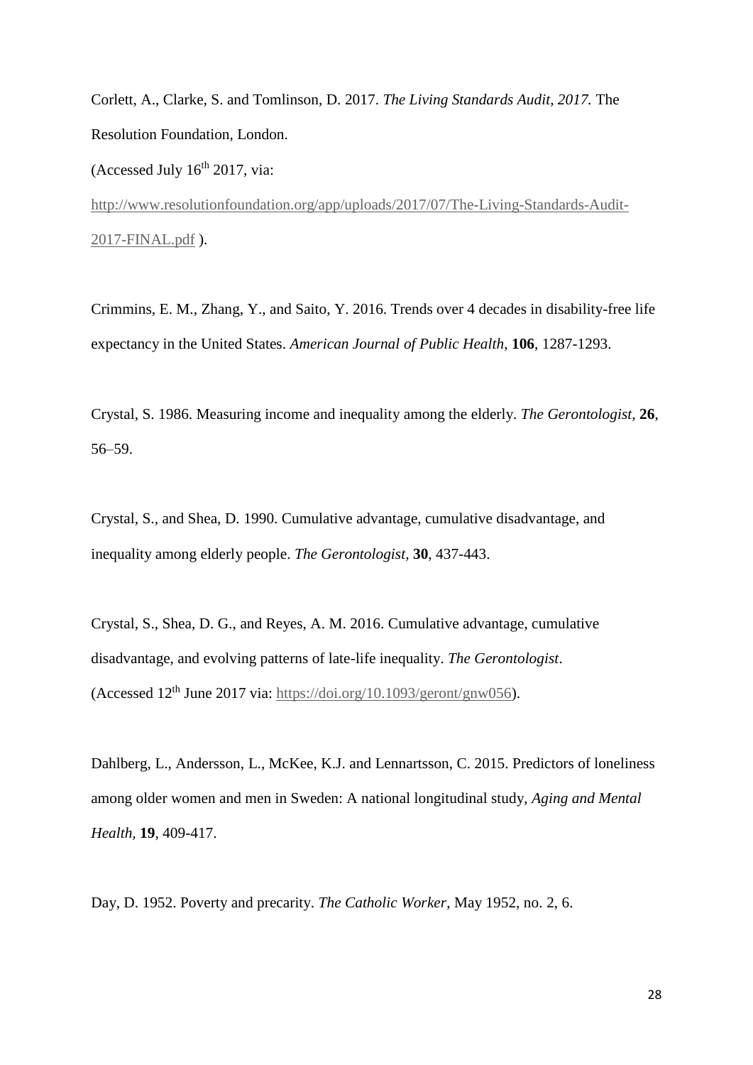Corlett, A., Clarke, S. and Tomlinson, D. 2017. *The Living Standards Audit, 2017.* The Resolution Foundation, London.
(Accessed July 16th 2017, via: http://www.resolutionfoundation.org/app/uploads/2017/07/The-Living-Standards-Audit-2017-FINAL.pdf ).

Crimmins, E. M., Zhang, Y., and Saito, Y. 2016. Trends over 4 decades in disability-free life expectancy in the United States. *American Journal of Public Health*, **106**, 1287-1293.

Crystal, S. 1986. Measuring income and inequality among the elderly. *The Gerontologist,* **26**, 56–59.

Crystal, S., and Shea, D. 1990. Cumulative advantage, cumulative disadvantage, and inequality among elderly people. *The Gerontologist*, **30**, 437-443.

Crystal, S., Shea, D. G., and Reyes, A. M. 2016. Cumulative advantage, cumulative disadvantage, and evolving patterns of late-life inequality. *The Gerontologist*.
(Accessed 12th June 2017 via: https://doi.org/10.1093/geront/gnw056).

Dahlberg, L., Andersson, L., McKee, K.J. and Lennartsson, C. 2015. Predictors of loneliness among older women and men in Sweden: A national longitudinal study, *Aging and Mental Health,* **19**, 409-417.

Day, D. 1952. Poverty and precarity. *The Catholic Worker*, May 1952, no. 2, 6.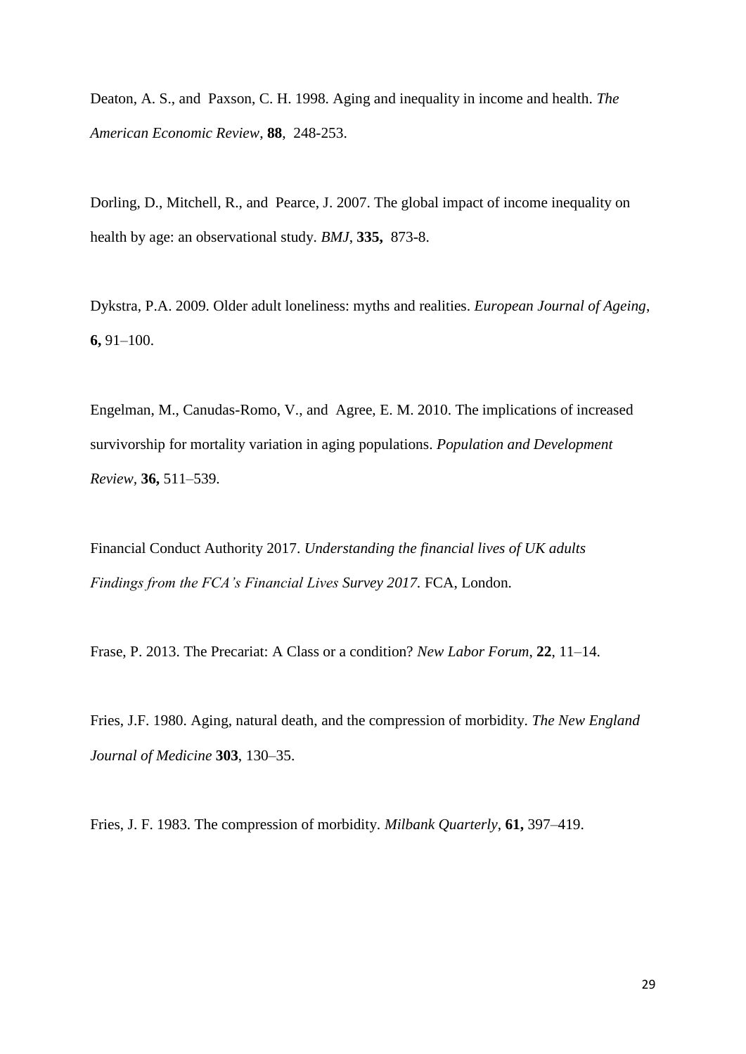Deaton, A. S., and Paxson, C. H. 1998. Aging and inequality in income and health. *The American Economic Review*, **88**, 248-253.

Dorling, D., Mitchell, R., and Pearce, J. 2007. The global impact of income inequality on health by age: an observational study. *BMJ*, **335,** 873-8.

Dykstra, P.A. 2009. Older adult loneliness: myths and realities. *European Journal of Ageing*, **6,** 91–100.

Engelman, M., Canudas-Romo, V., and Agree, E. M. 2010. The implications of increased survivorship for mortality variation in aging populations. *Population and Development Review*, **36,** 511–539.

Financial Conduct Authority 2017. *Understanding the financial lives of UK adults Findings from the FCA's Financial Lives Survey 2017.* FCA, London.

Frase, P. 2013. The Precariat: A Class or a condition? *New Labor Forum*, **22**, 11–14.

Fries, J.F. 1980. Aging, natural death, and the compression of morbidity. *The New England Journal of Medicine* **303**, 130–35.

Fries, J. F. 1983. The compression of morbidity. *Milbank Quarterly*, **61,** 397–419.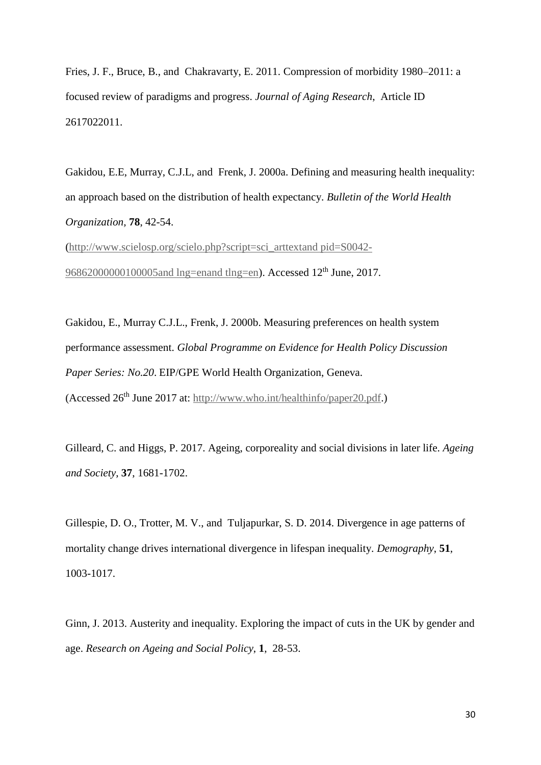Fries, J. F., Bruce, B., and Chakravarty, E. 2011. Compression of morbidity 1980–2011: a focused review of paradigms and progress. *Journal of Aging Research,* Article ID 2617022011.

Gakidou, E.E, Murray, C.J.L, and Frenk, J. 2000a. Defining and measuring health inequality: an approach based on the distribution of health expectancy. *Bulletin of the World Health Organization,* **78**, 42-54. (http://www.scielosp.org/scielo.php?script=sci_arttextand pid=S0042-96862000000100005and lng=enand tlng=en). Accessed 12th June, 2017.

Gakidou, E., Murray C.J.L., Frenk, J. 2000b. Measuring preferences on health system performance assessment. *Global Programme on Evidence for Health Policy Discussion Paper Series: No.20*. EIP/GPE World Health Organization, Geneva. (Accessed 26th June 2017 at: http://www.who.int/healthinfo/paper20.pdf.)

Gilleard, C. and Higgs, P. 2017. Ageing, corporeality and social divisions in later life. *Ageing and Society*, **37**, 1681-1702.

Gillespie, D. O., Trotter, M. V., and Tuljapurkar, S. D. 2014. Divergence in age patterns of mortality change drives international divergence in lifespan inequality. *Demography*, **51**, 1003-1017.

Ginn, J. 2013. Austerity and inequality. Exploring the impact of cuts in the UK by gender and age. *Research on Ageing and Social Policy*, **1**, 28-53.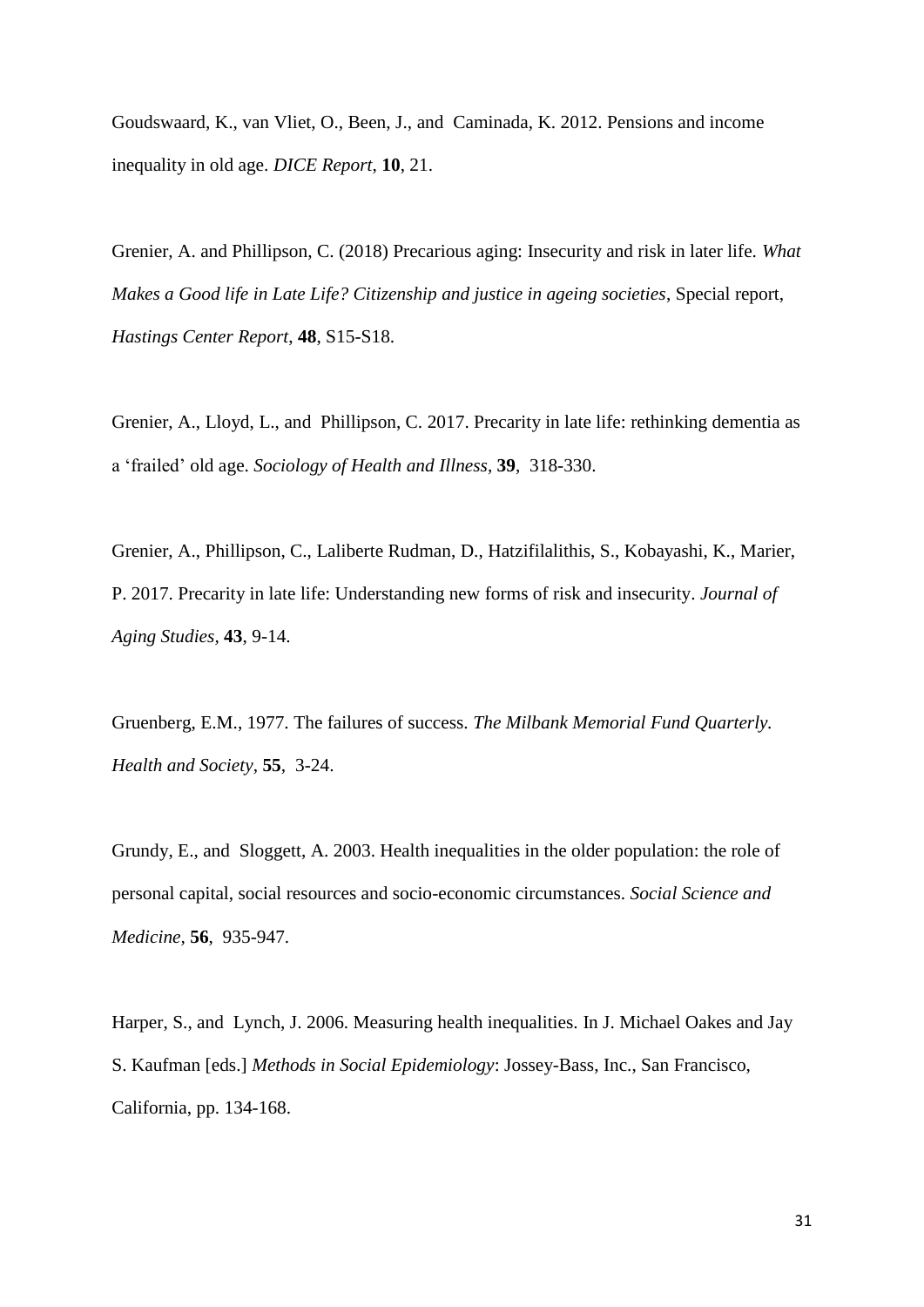Goudswaard, K., van Vliet, O., Been, J., and Caminada, K. 2012. Pensions and income inequality in old age. *DICE Report*, **10**, 21.

Grenier, A. and Phillipson, C. (2018) Precarious aging: Insecurity and risk in later life. *What Makes a Good life in Late Life? Citizenship and justice in ageing societies*, Special report, *Hastings Center Report*, **48**, S15-S18.

Grenier, A., Lloyd, L., and Phillipson, C. 2017. Precarity in late life: rethinking dementia as a 'frailed' old age. *Sociology of Health and Illness*, **39**, 318-330.

Grenier, A., Phillipson, C., Laliberte Rudman, D., Hatzifilalithis, S., Kobayashi, K., Marier, P. 2017. Precarity in late life: Understanding new forms of risk and insecurity. *Journal of Aging Studies*, **43**, 9-14.

Gruenberg, E.M., 1977. The failures of success. *The Milbank Memorial Fund Quarterly. Health and Society*, **55**, 3-24.

Grundy, E., and Sloggett, A. 2003. Health inequalities in the older population: the role of personal capital, social resources and socio-economic circumstances. *Social Science and Medicine*, **56**, 935-947.

Harper, S., and Lynch, J. 2006. Measuring health inequalities. In J. Michael Oakes and Jay S. Kaufman [eds.] *Methods in Social Epidemiology*: Jossey-Bass, Inc., San Francisco, California, pp. 134-168.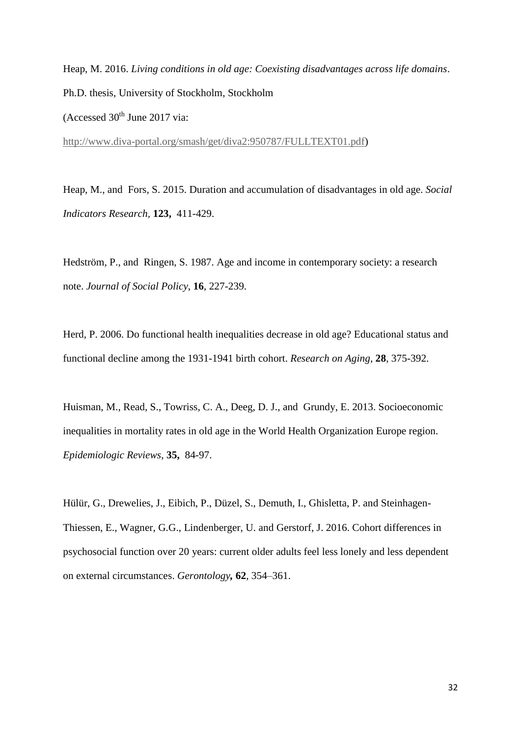Heap, M. 2016. *Living conditions in old age: Coexisting disadvantages across life domains*. Ph.D. thesis, University of Stockholm, Stockholm (Accessed 30th June 2017 via: http://www.diva-portal.org/smash/get/diva2:950787/FULLTEXT01.pdf)

Heap, M., and Fors, S. 2015. Duration and accumulation of disadvantages in old age. *Social Indicators Research*, **123,** 411-429.

Hedström, P., and Ringen, S. 1987. Age and income in contemporary society: a research note. *Journal of Social Policy*, **16**, 227-239.

Herd, P. 2006. Do functional health inequalities decrease in old age? Educational status and functional decline among the 1931-1941 birth cohort. *Research on Aging*, **28**, 375-392.

Huisman, M., Read, S., Towriss, C. A., Deeg, D. J., and Grundy, E. 2013. Socioeconomic inequalities in mortality rates in old age in the World Health Organization Europe region. *Epidemiologic Reviews*, **35,** 84-97.

Hülür, G., Drewelies, J., Eibich, P., Düzel, S., Demuth, I., Ghisletta, P. and Steinhagen-Thiessen, E., Wagner, G.G., Lindenberger, U. and Gerstorf, J. 2016. Cohort differences in psychosocial function over 20 years: current older adults feel less lonely and less dependent on external circumstances. *Gerontology***,** **62**, 354–361.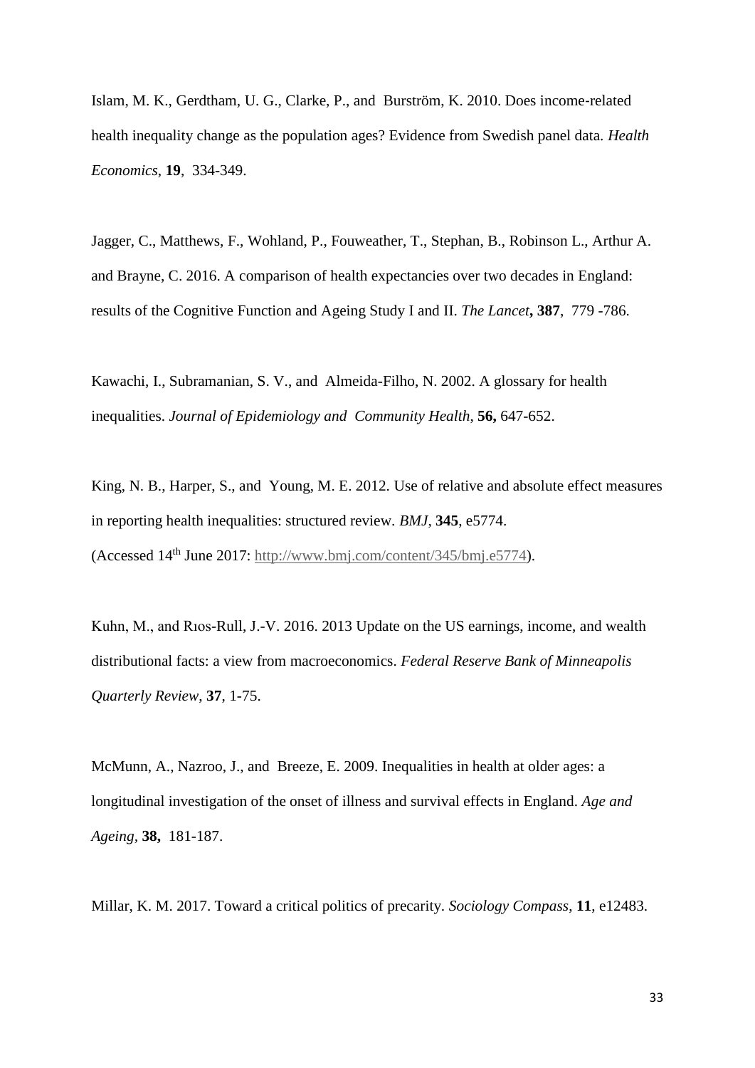Islam, M. K., Gerdtham, U. G., Clarke, P., and Burström, K. 2010. Does income-related health inequality change as the population ages? Evidence from Swedish panel data. *Health Economics*, **19**, 334-349.

Jagger, C., Matthews, F., Wohland, P., Fouweather, T., Stephan, B., Robinson L., Arthur A. and Brayne, C. 2016. A comparison of health expectancies over two decades in England: results of the Cognitive Function and Ageing Study I and II. *The Lancet***, 387**, 779 -786.

Kawachi, I., Subramanian, S. V., and Almeida-Filho, N. 2002. A glossary for health inequalities. *Journal of Epidemiology and Community Health,* **56,** 647-652.

King, N. B., Harper, S., and Young, M. E. 2012. Use of relative and absolute effect measures in reporting health inequalities: structured review. *BMJ*, **345**, e5774.
(Accessed 14th June 2017: http://www.bmj.com/content/345/bmj.e5774).

Kuhn, M., and Rıos-Rull, J.-V. 2016. 2013 Update on the US earnings, income, and wealth distributional facts: a view from macroeconomics. *Federal Reserve Bank of Minneapolis Quarterly Review*, **37**, 1-75.

McMunn, A., Nazroo, J., and Breeze, E. 2009. Inequalities in health at older ages: a longitudinal investigation of the onset of illness and survival effects in England. *Age and Ageing,* **38,** 181-187.

Millar, K. M. 2017. Toward a critical politics of precarity. *Sociology Compass*, **11**, e12483.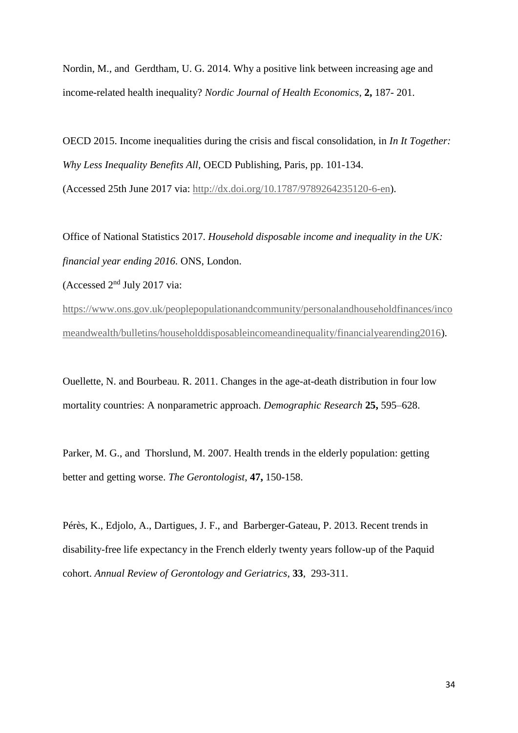Nordin, M., and Gerdtham, U. G. 2014. Why a positive link between increasing age and income-related health inequality? *Nordic Journal of Health Economics*, **2,** 187- 201.

OECD 2015. Income inequalities during the crisis and fiscal consolidation, in *In It Together: Why Less Inequality Benefits All,* OECD Publishing, Paris, pp. 101-134.
(Accessed 25th June 2017 via: http://dx.doi.org/10.1787/9789264235120-6-en).

Office of National Statistics 2017. *Household disposable income and inequality in the UK: financial year ending 2016.* ONS, London.
(Accessed 2nd July 2017 via:
https://www.ons.gov.uk/peoplepopulationandcommunity/personalandhouseholdfinances/incomeandwealth/bulletins/householddisposableincomeandinequality/financialyearending2016).

Ouellette, N. and Bourbeau. R. 2011. Changes in the age-at-death distribution in four low mortality countries: A nonparametric approach. *Demographic Research* **25,** 595–628.

Parker, M. G., and Thorslund, M. 2007. Health trends in the elderly population: getting better and getting worse. *The Gerontologist*, **47,** 150-158.

Pérès, K., Edjolo, A., Dartigues, J. F., and Barberger-Gateau, P. 2013. Recent trends in disability-free life expectancy in the French elderly twenty years follow-up of the Paquid cohort. *Annual Review of Gerontology and Geriatrics*, **33**, 293-311.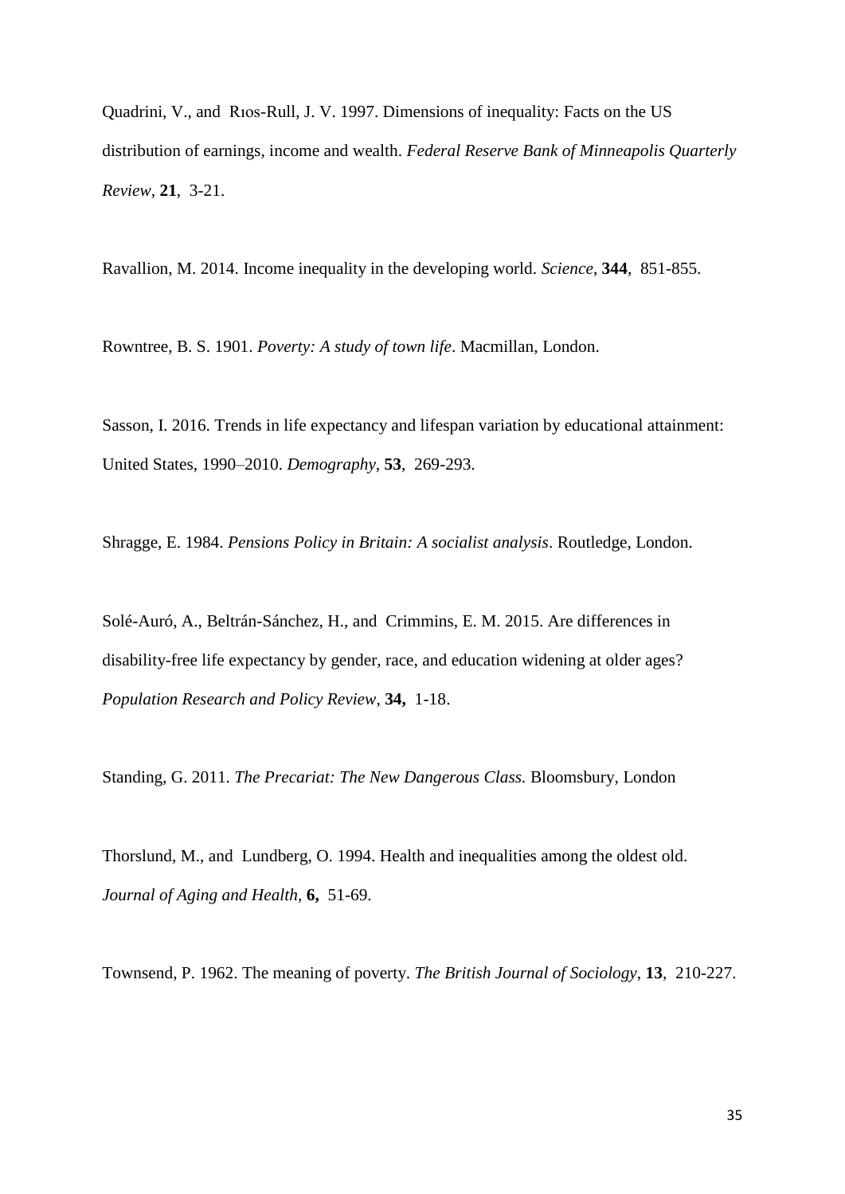Quadrini, V., and Rıos-Rull, J. V. 1997. Dimensions of inequality: Facts on the US distribution of earnings, income and wealth. *Federal Reserve Bank of Minneapolis Quarterly Review*, **21**, 3-21.

Ravallion, M. 2014. Income inequality in the developing world. *Science*, **344**, 851-855.

Rowntree, B. S. 1901. *Poverty: A study of town life*. Macmillan, London.

Sasson, I. 2016. Trends in life expectancy and lifespan variation by educational attainment: United States, 1990–2010. *Demography*, **53**, 269-293.

Shragge, E. 1984. *Pensions Policy in Britain: A socialist analysis*. Routledge, London.

Solé-Auró, A., Beltrán-Sánchez, H., and Crimmins, E. M. 2015. Are differences in disability-free life expectancy by gender, race, and education widening at older ages? *Population Research and Policy Review*, **34,** 1-18.

Standing, G. 2011. *The Precariat: The New Dangerous Class.* Bloomsbury, London

Thorslund, M., and Lundberg, O. 1994. Health and inequalities among the oldest old. *Journal of Aging and Health,* **6,** 51-69.

Townsend, P. 1962. The meaning of poverty. *The British Journal of Sociology*, **13**, 210-227.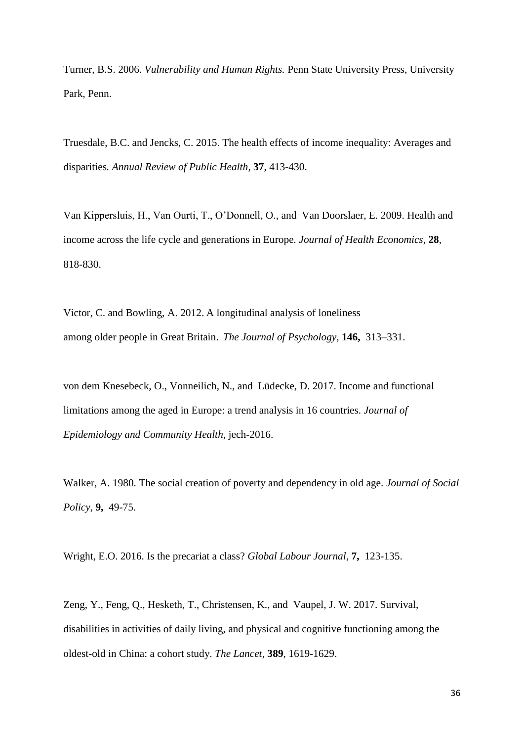Turner, B.S. 2006. *Vulnerability and Human Rights.* Penn State University Press, University Park, Penn.

Truesdale, B.C. and Jencks, C. 2015. The health effects of income inequality: Averages and disparities*. Annual Review of Public Health*, **37**, 413-430.

Van Kippersluis, H., Van Ourti, T., O'Donnell, O., and Van Doorslaer, E. 2009. Health and income across the life cycle and generations in Europe*. Journal of Health Economics*, **28**, 818-830.

Victor, C. and Bowling, A. 2012. A longitudinal analysis of loneliness among older people in Great Britain. *The Journal of Psychology*, **146,** 313–331.

von dem Knesebeck, O., Vonneilich, N., and Lüdecke, D. 2017. Income and functional limitations among the aged in Europe: a trend analysis in 16 countries. *Journal of Epidemiology and Community Health*, jech-2016.

Walker, A. 1980. The social creation of poverty and dependency in old age. *Journal of Social Policy*, **9,** 49-75.

Wright, E.O. 2016. Is the precariat a class? *Global Labour Journal*, **7,** 123-135.

Zeng, Y., Feng, Q., Hesketh, T., Christensen, K., and Vaupel, J. W. 2017. Survival, disabilities in activities of daily living, and physical and cognitive functioning among the oldest-old in China: a cohort study. *The Lancet*, **389**, 1619-1629.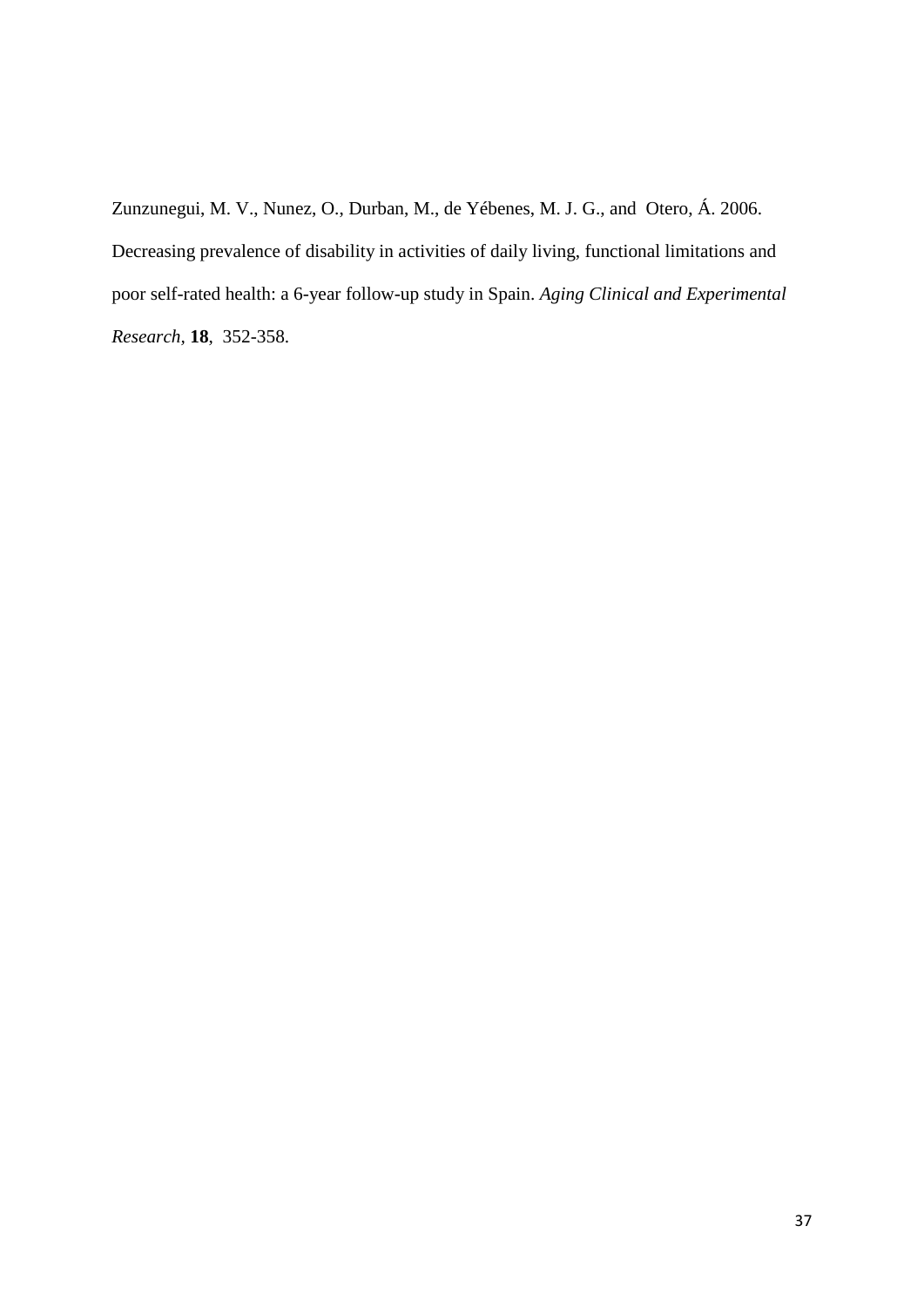Zunzunegui, M. V., Nunez, O., Durban, M., de Yébenes, M. J. G., and Otero, Á. 2006. Decreasing prevalence of disability in activities of daily living, functional limitations and poor self-rated health: a 6-year follow-up study in Spain. *Aging Clinical and Experimental Research*, **18**, 352-358.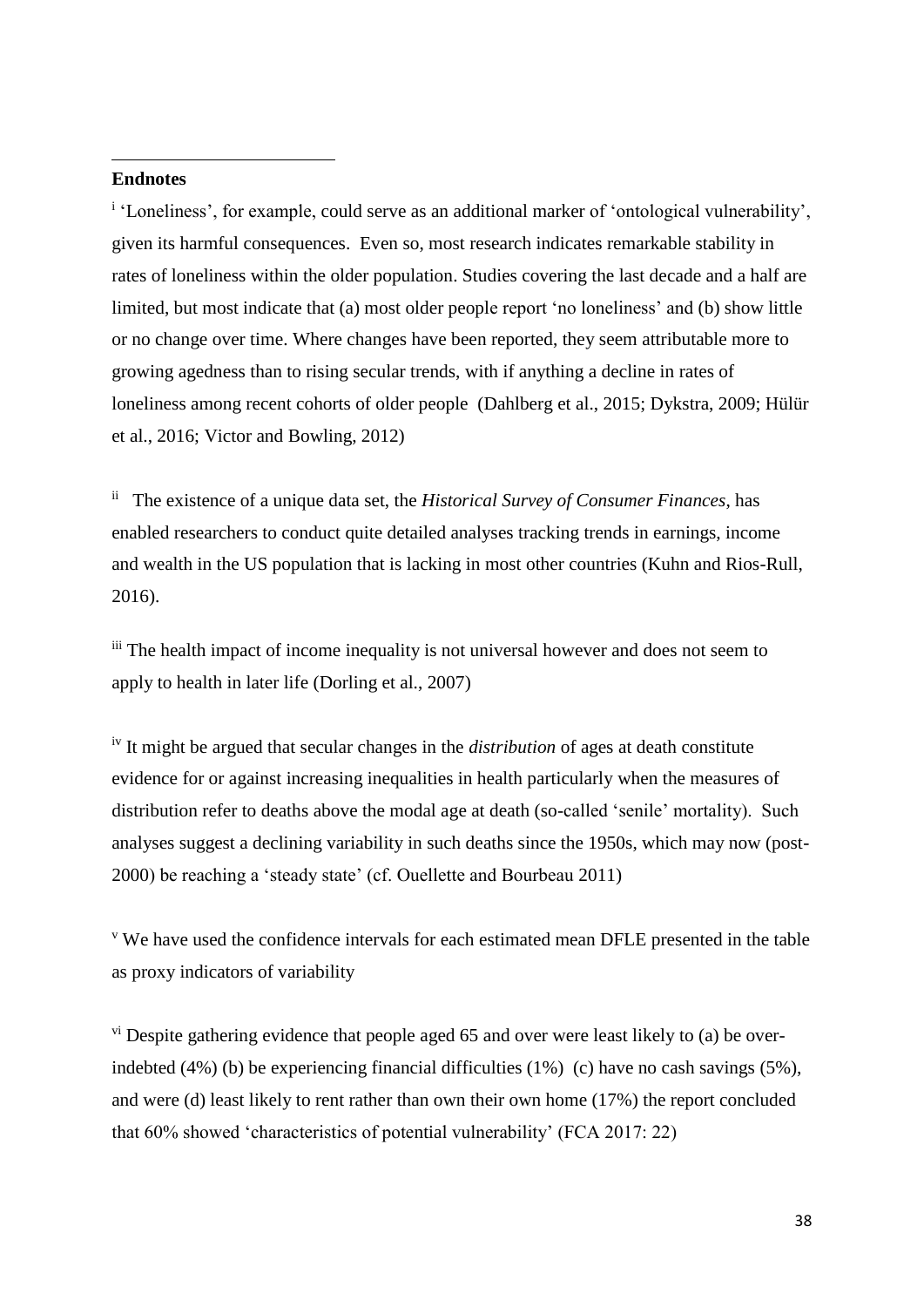**Endnotes**

[i] 'Loneliness', for example, could serve as an additional marker of 'ontological vulnerability', given its harmful consequences. Even so, most research indicates remarkable stability in rates of loneliness within the older population. Studies covering the last decade and a half are limited, but most indicate that (a) most older people report 'no loneliness' and (b) show little or no change over time. Where changes have been reported, they seem attributable more to growing agedness than to rising secular trends, with if anything a decline in rates of loneliness among recent cohorts of older people (Dahlberg et al., 2015; Dykstra, 2009; Hülür et al., 2016; Victor and Bowling, 2012)

[ii] The existence of a unique data set, the *Historical Survey of Consumer Finances*, has enabled researchers to conduct quite detailed analyses tracking trends in earnings, income and wealth in the US population that is lacking in most other countries (Kuhn and Rios-Rull, 2016).

[iii] The health impact of income inequality is not universal however and does not seem to apply to health in later life (Dorling et al., 2007)

[iv] It might be argued that secular changes in the *distribution* of ages at death constitute evidence for or against increasing inequalities in health particularly when the measures of distribution refer to deaths above the modal age at death (so-called 'senile' mortality). Such analyses suggest a declining variability in such deaths since the 1950s, which may now (post-2000) be reaching a 'steady state' (cf. Ouellette and Bourbeau 2011)

[v] We have used the confidence intervals for each estimated mean DFLE presented in the table as proxy indicators of variability

[vi] Despite gathering evidence that people aged 65 and over were least likely to (a) be over-indebted (4%) (b) be experiencing financial difficulties (1%) (c) have no cash savings (5%), and were (d) least likely to rent rather than own their own home (17%) the report concluded that 60% showed 'characteristics of potential vulnerability' (FCA 2017: 22)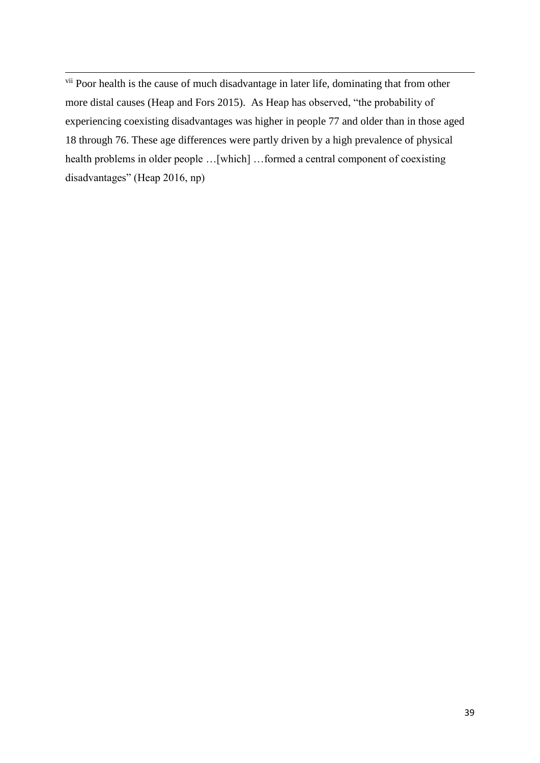[vii] Poor health is the cause of much disadvantage in later life, dominating that from other more distal causes (Heap and Fors 2015). As Heap has observed, "the probability of experiencing coexisting disadvantages was higher in people 77 and older than in those aged 18 through 76. These age differences were partly driven by a high prevalence of physical health problems in older people …[which] …formed a central component of coexisting disadvantages" (Heap 2016, np)